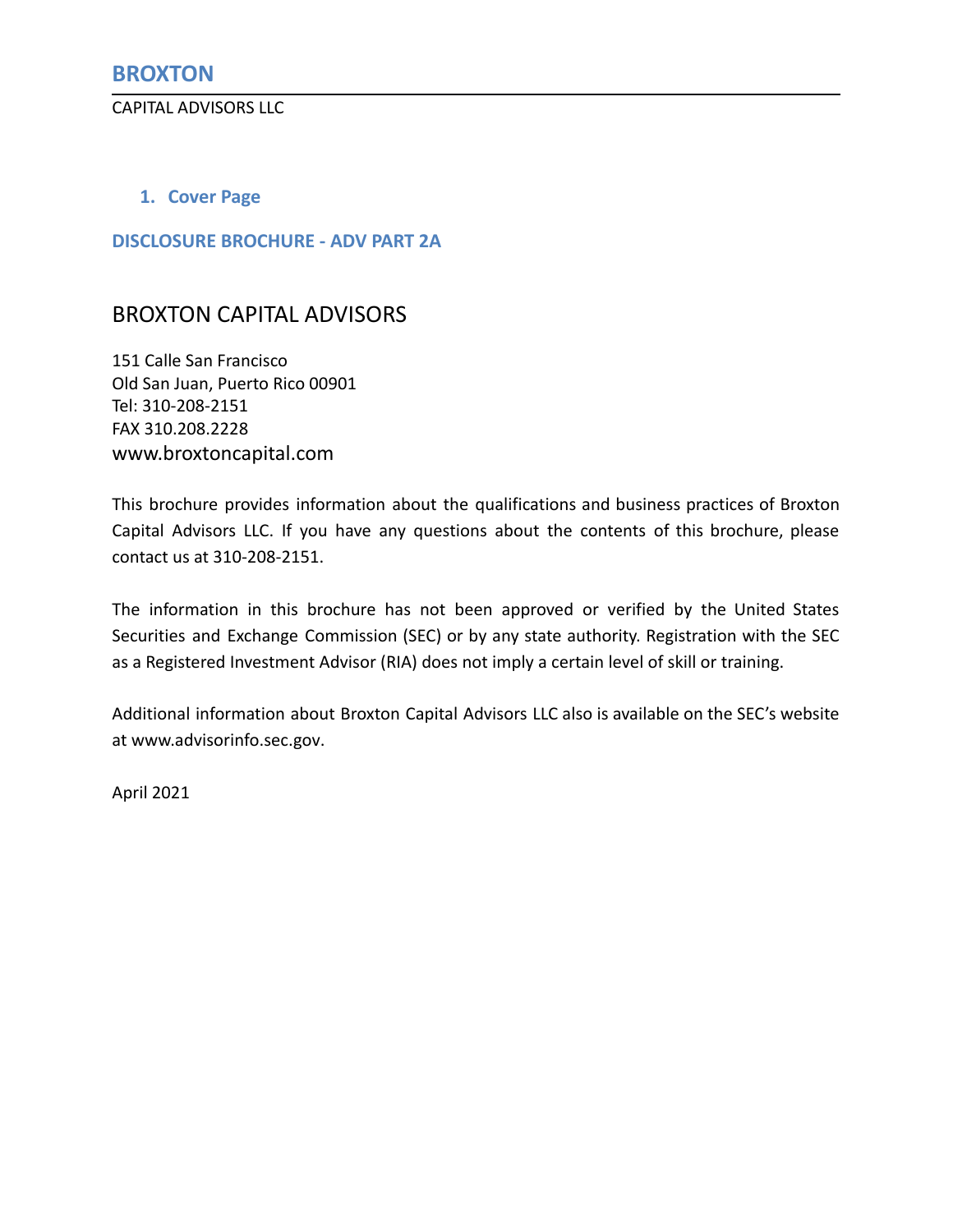# BROXTON

CAPITAL ADVISORS LLC

## 1. Cover Page

### DISCLOSURE BROCHURE - ADV PART 2A

BROXTON CAPITAL ADVISORS

151 Calle San Francisco
Old San Juan, Puerto Rico 00901
Tel: 310-208-2151
FAX 310.208.2228
www.broxtoncapital.com

This brochure provides information about the qualifications and business practices of Broxton Capital Advisors LLC. If you have any questions about the contents of this brochure, please contact us at 310-208-2151.

The information in this brochure has not been approved or verified by the United States Securities and Exchange Commission (SEC) or by any state authority. Registration with the SEC as a Registered Investment Advisor (RIA) does not imply a certain level of skill or training.

Additional information about Broxton Capital Advisors LLC also is available on the SEC's website at www.advisorinfo.sec.gov.

April 2021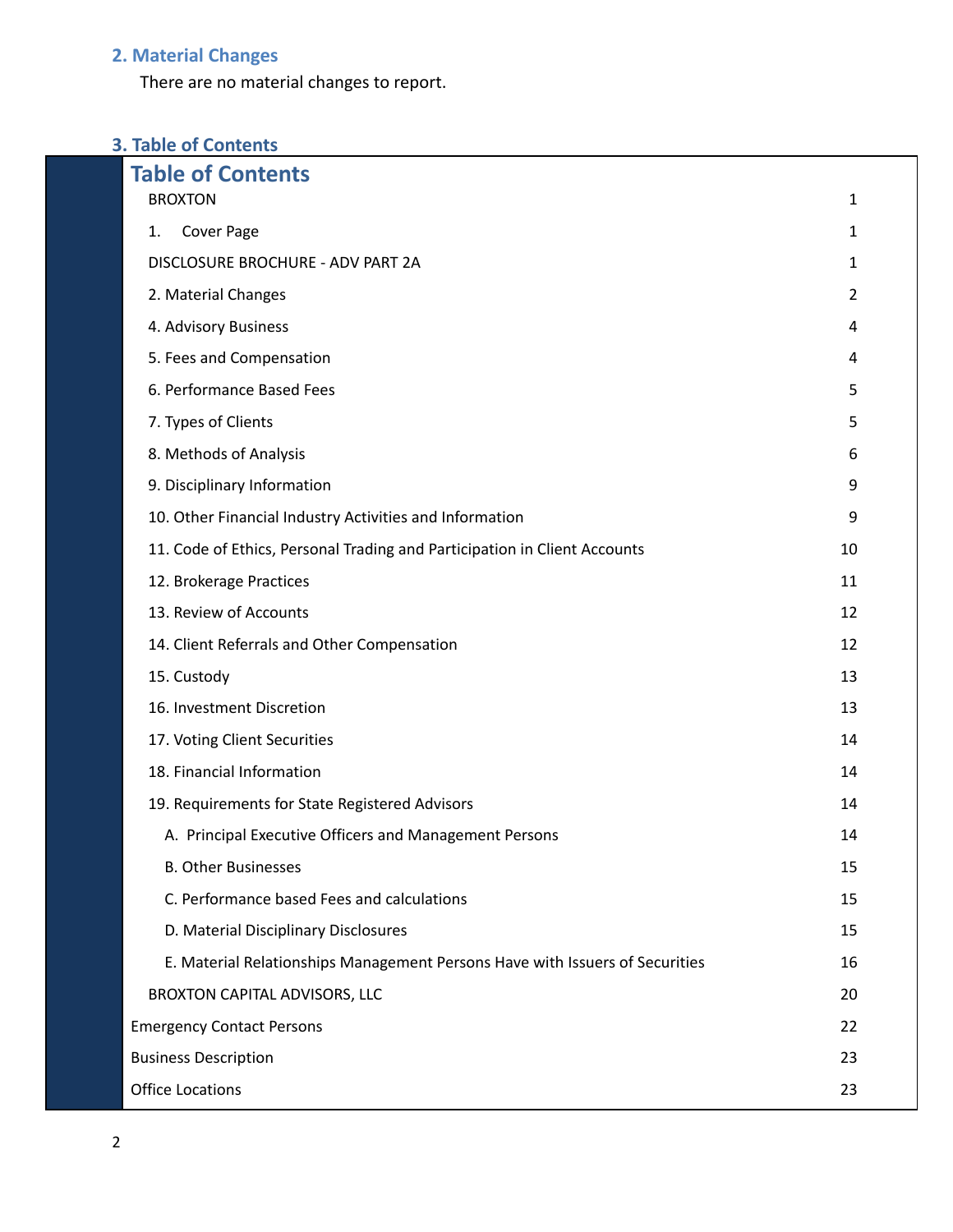## 2. Material Changes

There are no material changes to report.

## 3. Table of Contents

# Table of Contents

| | |
|---|---|
| BROXTON | 1 |
| 1. Cover Page | 1 |
| DISCLOSURE BROCHURE - ADV PART 2A | 1 |
| 2. Material Changes | 2 |
| 4. Advisory Business | 4 |
| 5. Fees and Compensation | 4 |
| 6. Performance Based Fees | 5 |
| 7. Types of Clients | 5 |
| 8. Methods of Analysis | 6 |
| 9. Disciplinary Information | 9 |
| 10. Other Financial Industry Activities and Information | 9 |
| 11. Code of Ethics, Personal Trading and Participation in Client Accounts | 10 |
| 12. Brokerage Practices | 11 |
| 13. Review of Accounts | 12 |
| 14. Client Referrals and Other Compensation | 12 |
| 15. Custody | 13 |
| 16. Investment Discretion | 13 |
| 17. Voting Client Securities | 14 |
| 18. Financial Information | 14 |
| 19. Requirements for State Registered Advisors | 14 |
| A. Principal Executive Officers and Management Persons | 14 |
| B. Other Businesses | 15 |
| C. Performance based Fees and calculations | 15 |
| D. Material Disciplinary Disclosures | 15 |
| E. Material Relationships Management Persons Have with Issuers of Securities | 16 |
| BROXTON CAPITAL ADVISORS, LLC | 20 |
| Emergency Contact Persons | 22 |
| Business Description | 23 |
| Office Locations | 23 |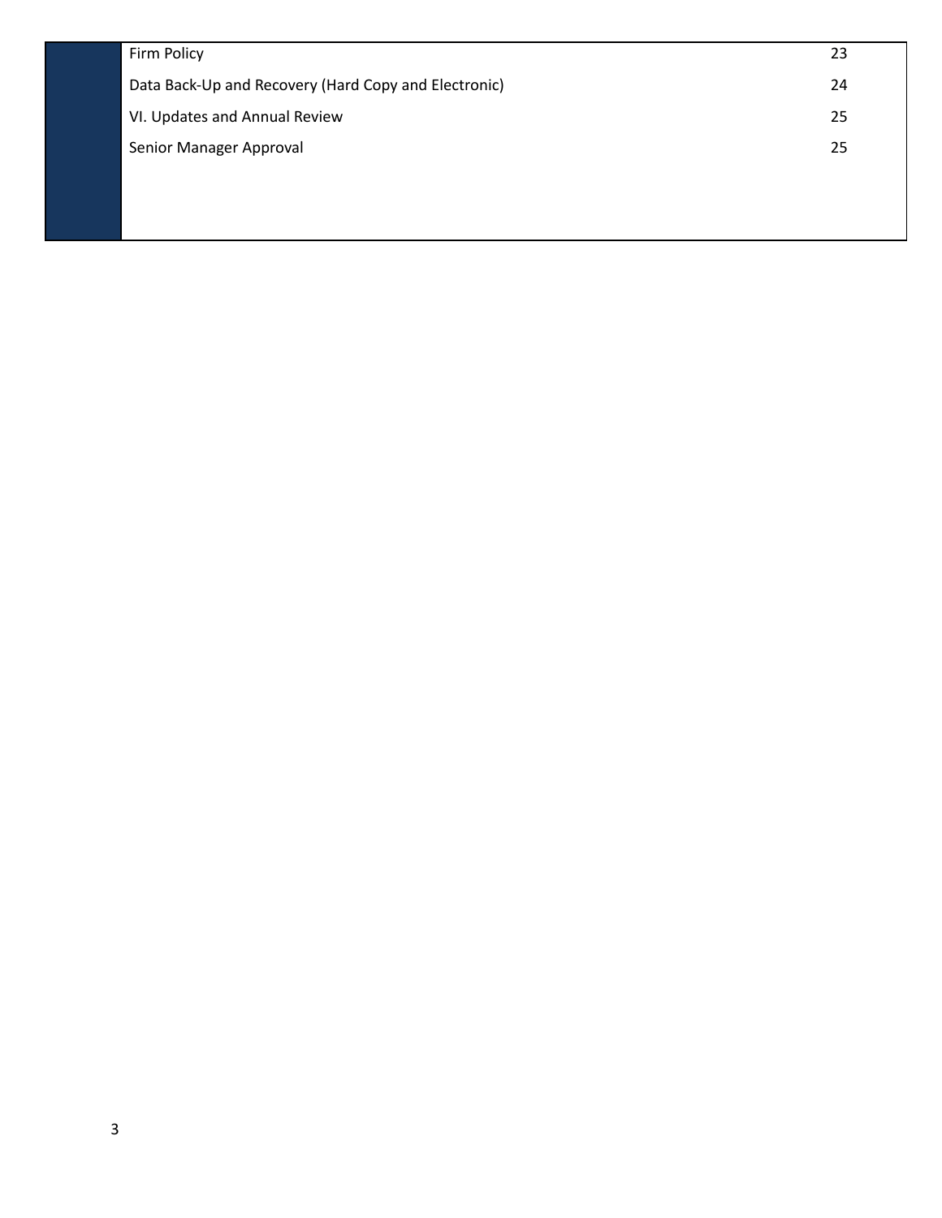| | |
|---|---|
| Firm Policy | 23 |
| Data Back-Up and Recovery (Hard Copy and Electronic) | 24 |
| VI. Updates and Annual Review | 25 |
| Senior Manager Approval | 25 |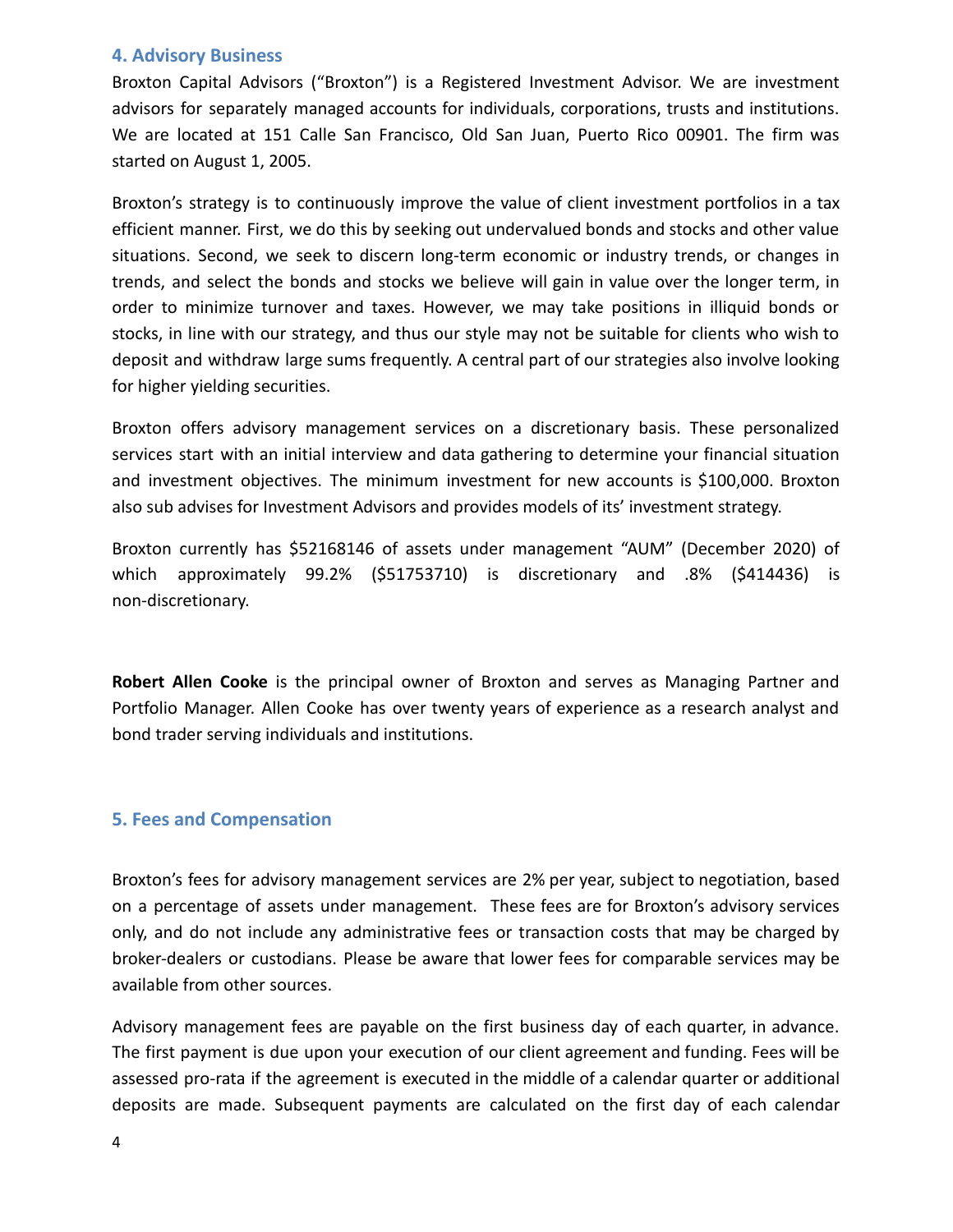## 4. Advisory Business

Broxton Capital Advisors ("Broxton") is a Registered Investment Advisor. We are investment advisors for separately managed accounts for individuals, corporations, trusts and institutions. We are located at 151 Calle San Francisco, Old San Juan, Puerto Rico 00901. The firm was started on August 1, 2005.

Broxton's strategy is to continuously improve the value of client investment portfolios in a tax efficient manner. First, we do this by seeking out undervalued bonds and stocks and other value situations. Second, we seek to discern long-term economic or industry trends, or changes in trends, and select the bonds and stocks we believe will gain in value over the longer term, in order to minimize turnover and taxes. However, we may take positions in illiquid bonds or stocks, in line with our strategy, and thus our style may not be suitable for clients who wish to deposit and withdraw large sums frequently. A central part of our strategies also involve looking for higher yielding securities.

Broxton offers advisory management services on a discretionary basis. These personalized services start with an initial interview and data gathering to determine your financial situation and investment objectives. The minimum investment for new accounts is $100,000. Broxton also sub advises for Investment Advisors and provides models of its' investment strategy.

Broxton currently has $52168146 of assets under management "AUM" (December 2020) of which approximately 99.2% ($51753710) is discretionary and .8% ($414436) is non-discretionary.

**Robert Allen Cooke** is the principal owner of Broxton and serves as Managing Partner and Portfolio Manager. Allen Cooke has over twenty years of experience as a research analyst and bond trader serving individuals and institutions.

## 5. Fees and Compensation

Broxton's fees for advisory management services are 2% per year, subject to negotiation, based on a percentage of assets under management. These fees are for Broxton's advisory services only, and do not include any administrative fees or transaction costs that may be charged by broker-dealers or custodians. Please be aware that lower fees for comparable services may be available from other sources.

Advisory management fees are payable on the first business day of each quarter, in advance. The first payment is due upon your execution of our client agreement and funding. Fees will be assessed pro-rata if the agreement is executed in the middle of a calendar quarter or additional deposits are made. Subsequent payments are calculated on the first day of each calendar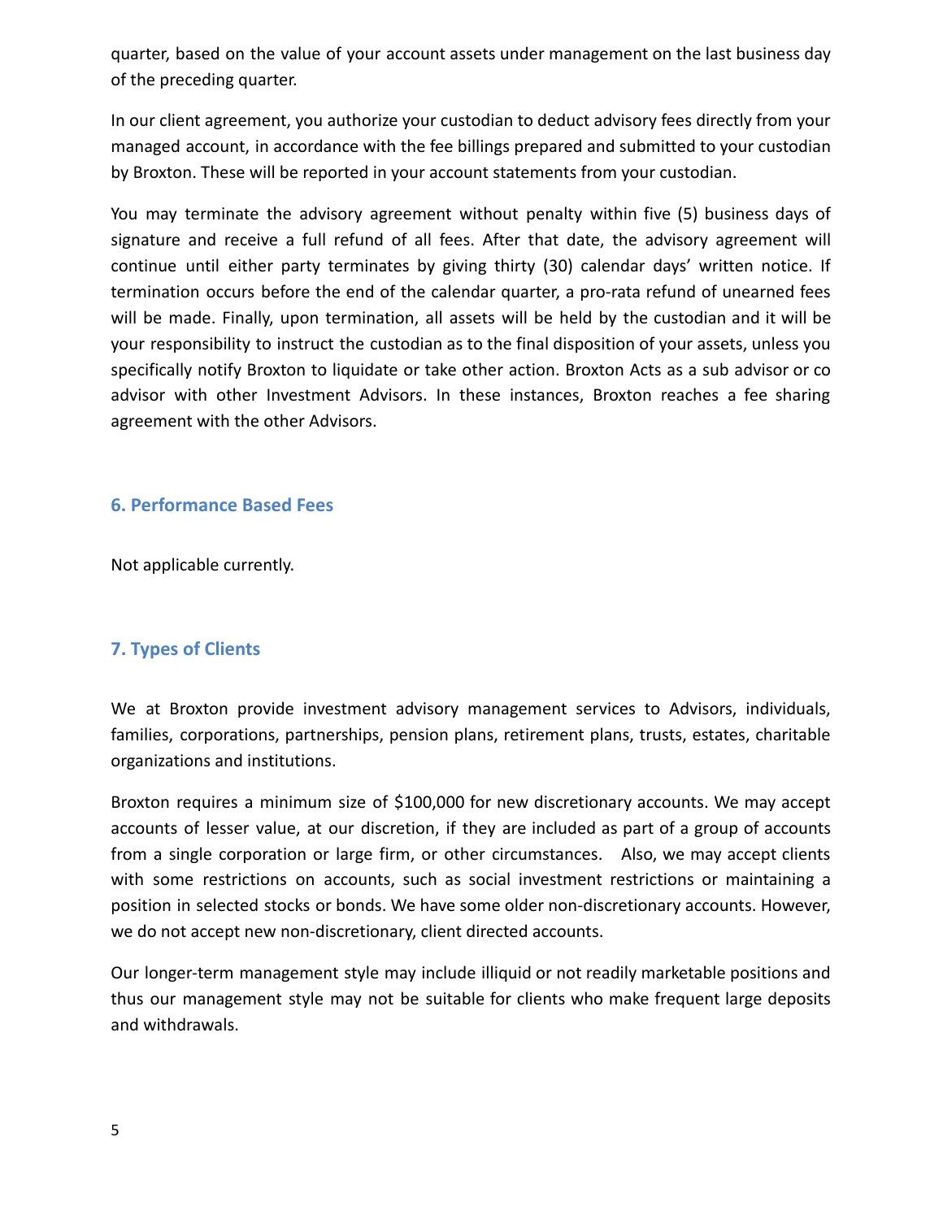quarter, based on the value of your account assets under management on the last business day of the preceding quarter.

In our client agreement, you authorize your custodian to deduct advisory fees directly from your managed account, in accordance with the fee billings prepared and submitted to your custodian by Broxton. These will be reported in your account statements from your custodian.

You may terminate the advisory agreement without penalty within five (5) business days of signature and receive a full refund of all fees. After that date, the advisory agreement will continue until either party terminates by giving thirty (30) calendar days' written notice. If termination occurs before the end of the calendar quarter, a pro-rata refund of unearned fees will be made. Finally, upon termination, all assets will be held by the custodian and it will be your responsibility to instruct the custodian as to the final disposition of your assets, unless you specifically notify Broxton to liquidate or take other action. Broxton Acts as a sub advisor or co advisor with other Investment Advisors. In these instances, Broxton reaches a fee sharing agreement with the other Advisors.

## 6. Performance Based Fees

Not applicable currently.

## 7. Types of Clients

We at Broxton provide investment advisory management services to Advisors, individuals, families, corporations, partnerships, pension plans, retirement plans, trusts, estates, charitable organizations and institutions.

Broxton requires a minimum size of $100,000 for new discretionary accounts. We may accept accounts of lesser value, at our discretion, if they are included as part of a group of accounts from a single corporation or large firm, or other circumstances. Also, we may accept clients with some restrictions on accounts, such as social investment restrictions or maintaining a position in selected stocks or bonds. We have some older non-discretionary accounts. However, we do not accept new non-discretionary, client directed accounts.

Our longer-term management style may include illiquid or not readily marketable positions and thus our management style may not be suitable for clients who make frequent large deposits and withdrawals.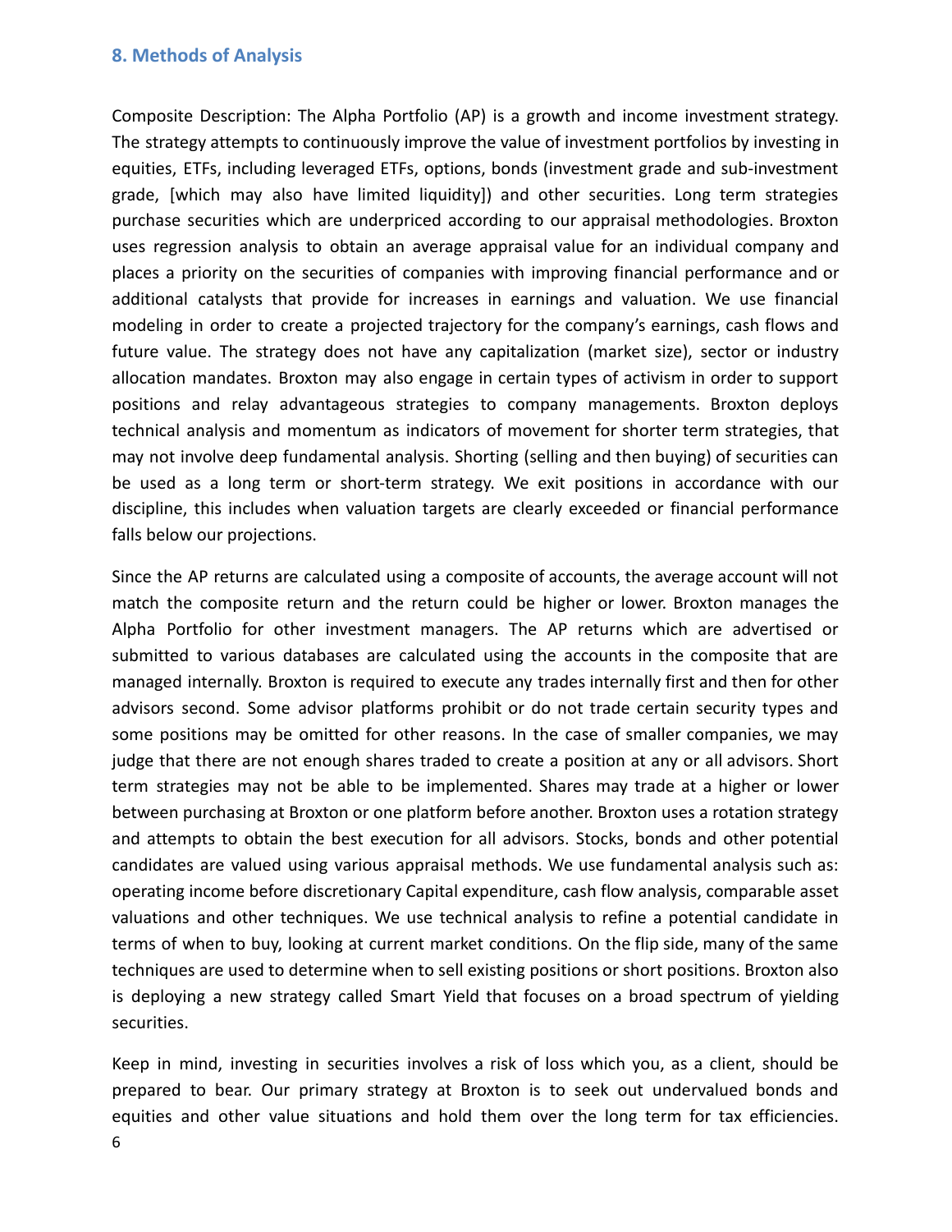## 8. Methods of Analysis

Composite Description: The Alpha Portfolio (AP) is a growth and income investment strategy. The strategy attempts to continuously improve the value of investment portfolios by investing in equities, ETFs, including leveraged ETFs, options, bonds (investment grade and sub-investment grade, [which may also have limited liquidity]) and other securities. Long term strategies purchase securities which are underpriced according to our appraisal methodologies. Broxton uses regression analysis to obtain an average appraisal value for an individual company and places a priority on the securities of companies with improving financial performance and or additional catalysts that provide for increases in earnings and valuation. We use financial modeling in order to create a projected trajectory for the company's earnings, cash flows and future value. The strategy does not have any capitalization (market size), sector or industry allocation mandates. Broxton may also engage in certain types of activism in order to support positions and relay advantageous strategies to company managements. Broxton deploys technical analysis and momentum as indicators of movement for shorter term strategies, that may not involve deep fundamental analysis. Shorting (selling and then buying) of securities can be used as a long term or short-term strategy. We exit positions in accordance with our discipline, this includes when valuation targets are clearly exceeded or financial performance falls below our projections.

Since the AP returns are calculated using a composite of accounts, the average account will not match the composite return and the return could be higher or lower. Broxton manages the Alpha Portfolio for other investment managers. The AP returns which are advertised or submitted to various databases are calculated using the accounts in the composite that are managed internally. Broxton is required to execute any trades internally first and then for other advisors second. Some advisor platforms prohibit or do not trade certain security types and some positions may be omitted for other reasons. In the case of smaller companies, we may judge that there are not enough shares traded to create a position at any or all advisors. Short term strategies may not be able to be implemented. Shares may trade at a higher or lower between purchasing at Broxton or one platform before another. Broxton uses a rotation strategy and attempts to obtain the best execution for all advisors. Stocks, bonds and other potential candidates are valued using various appraisal methods. We use fundamental analysis such as: operating income before discretionary Capital expenditure, cash flow analysis, comparable asset valuations and other techniques. We use technical analysis to refine a potential candidate in terms of when to buy, looking at current market conditions. On the flip side, many of the same techniques are used to determine when to sell existing positions or short positions. Broxton also is deploying a new strategy called Smart Yield that focuses on a broad spectrum of yielding securities.

Keep in mind, investing in securities involves a risk of loss which you, as a client, should be prepared to bear. Our primary strategy at Broxton is to seek out undervalued bonds and equities and other value situations and hold them over the long term for tax efficiencies.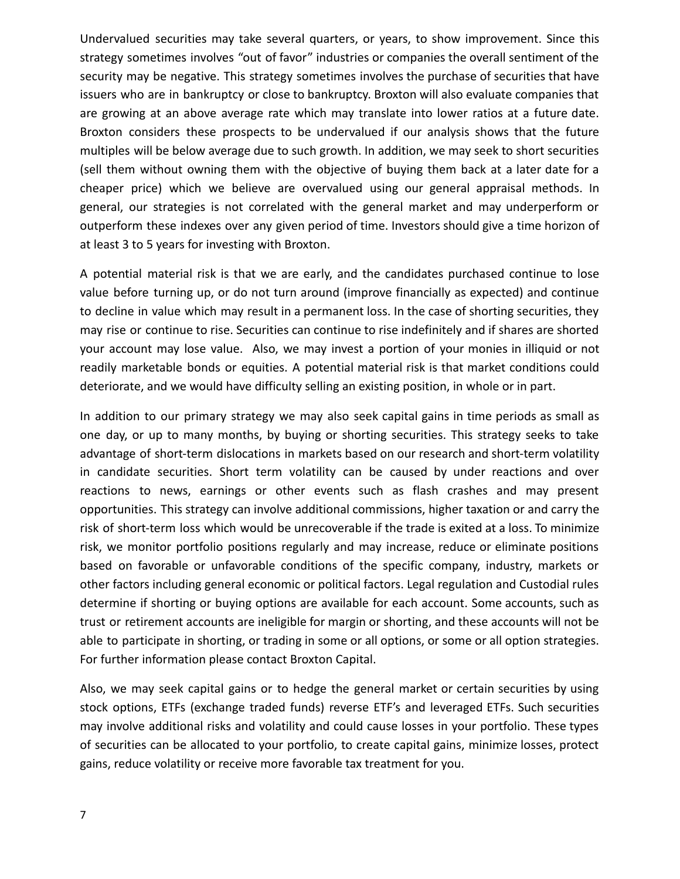Undervalued securities may take several quarters, or years, to show improvement. Since this strategy sometimes involves “out of favor” industries or companies the overall sentiment of the security may be negative. This strategy sometimes involves the purchase of securities that have issuers who are in bankruptcy or close to bankruptcy. Broxton will also evaluate companies that are growing at an above average rate which may translate into lower ratios at a future date. Broxton considers these prospects to be undervalued if our analysis shows that the future multiples will be below average due to such growth. In addition, we may seek to short securities (sell them without owning them with the objective of buying them back at a later date for a cheaper price) which we believe are overvalued using our general appraisal methods. In general, our strategies is not correlated with the general market and may underperform or outperform these indexes over any given period of time. Investors should give a time horizon of at least 3 to 5 years for investing with Broxton.

A potential material risk is that we are early, and the candidates purchased continue to lose value before turning up, or do not turn around (improve financially as expected) and continue to decline in value which may result in a permanent loss. In the case of shorting securities, they may rise or continue to rise. Securities can continue to rise indefinitely and if shares are shorted your account may lose value. Also, we may invest a portion of your monies in illiquid or not readily marketable bonds or equities. A potential material risk is that market conditions could deteriorate, and we would have difficulty selling an existing position, in whole or in part.

In addition to our primary strategy we may also seek capital gains in time periods as small as one day, or up to many months, by buying or shorting securities. This strategy seeks to take advantage of short-term dislocations in markets based on our research and short-term volatility in candidate securities. Short term volatility can be caused by under reactions and over reactions to news, earnings or other events such as flash crashes and may present opportunities. This strategy can involve additional commissions, higher taxation or and carry the risk of short-term loss which would be unrecoverable if the trade is exited at a loss. To minimize risk, we monitor portfolio positions regularly and may increase, reduce or eliminate positions based on favorable or unfavorable conditions of the specific company, industry, markets or other factors including general economic or political factors. Legal regulation and Custodial rules determine if shorting or buying options are available for each account. Some accounts, such as trust or retirement accounts are ineligible for margin or shorting, and these accounts will not be able to participate in shorting, or trading in some or all options, or some or all option strategies. For further information please contact Broxton Capital.

Also, we may seek capital gains or to hedge the general market or certain securities by using stock options, ETFs (exchange traded funds) reverse ETF’s and leveraged ETFs. Such securities may involve additional risks and volatility and could cause losses in your portfolio. These types of securities can be allocated to your portfolio, to create capital gains, minimize losses, protect gains, reduce volatility or receive more favorable tax treatment for you.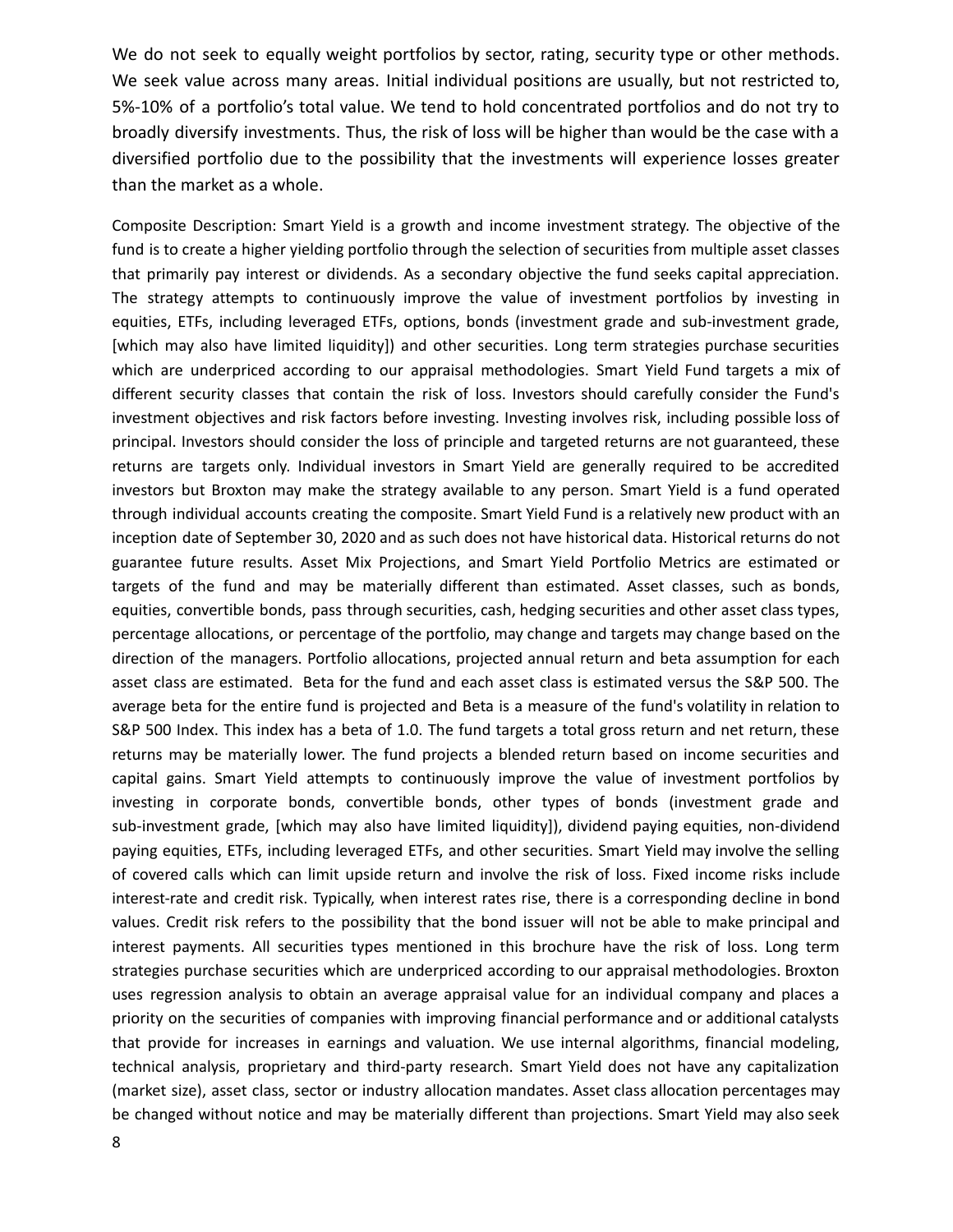We do not seek to equally weight portfolios by sector, rating, security type or other methods. We seek value across many areas. Initial individual positions are usually, but not restricted to, 5%-10% of a portfolio's total value. We tend to hold concentrated portfolios and do not try to broadly diversify investments. Thus, the risk of loss will be higher than would be the case with a diversified portfolio due to the possibility that the investments will experience losses greater than the market as a whole.

Composite Description: Smart Yield is a growth and income investment strategy. The objective of the fund is to create a higher yielding portfolio through the selection of securities from multiple asset classes that primarily pay interest or dividends. As a secondary objective the fund seeks capital appreciation. The strategy attempts to continuously improve the value of investment portfolios by investing in equities, ETFs, including leveraged ETFs, options, bonds (investment grade and sub-investment grade, [which may also have limited liquidity]) and other securities. Long term strategies purchase securities which are underpriced according to our appraisal methodologies. Smart Yield Fund targets a mix of different security classes that contain the risk of loss. Investors should carefully consider the Fund's investment objectives and risk factors before investing. Investing involves risk, including possible loss of principal. Investors should consider the loss of principle and targeted returns are not guaranteed, these returns are targets only. Individual investors in Smart Yield are generally required to be accredited investors but Broxton may make the strategy available to any person. Smart Yield is a fund operated through individual accounts creating the composite. Smart Yield Fund is a relatively new product with an inception date of September 30, 2020 and as such does not have historical data. Historical returns do not guarantee future results. Asset Mix Projections, and Smart Yield Portfolio Metrics are estimated or targets of the fund and may be materially different than estimated. Asset classes, such as bonds, equities, convertible bonds, pass through securities, cash, hedging securities and other asset class types, percentage allocations, or percentage of the portfolio, may change and targets may change based on the direction of the managers. Portfolio allocations, projected annual return and beta assumption for each asset class are estimated. Beta for the fund and each asset class is estimated versus the S&P 500. The average beta for the entire fund is projected and Beta is a measure of the fund's volatility in relation to S&P 500 Index. This index has a beta of 1.0. The fund targets a total gross return and net return, these returns may be materially lower. The fund projects a blended return based on income securities and capital gains. Smart Yield attempts to continuously improve the value of investment portfolios by investing in corporate bonds, convertible bonds, other types of bonds (investment grade and sub-investment grade, [which may also have limited liquidity]), dividend paying equities, non-dividend paying equities, ETFs, including leveraged ETFs, and other securities. Smart Yield may involve the selling of covered calls which can limit upside return and involve the risk of loss. Fixed income risks include interest-rate and credit risk. Typically, when interest rates rise, there is a corresponding decline in bond values. Credit risk refers to the possibility that the bond issuer will not be able to make principal and interest payments. All securities types mentioned in this brochure have the risk of loss. Long term strategies purchase securities which are underpriced according to our appraisal methodologies. Broxton uses regression analysis to obtain an average appraisal value for an individual company and places a priority on the securities of companies with improving financial performance and or additional catalysts that provide for increases in earnings and valuation. We use internal algorithms, financial modeling, technical analysis, proprietary and third-party research. Smart Yield does not have any capitalization (market size), asset class, sector or industry allocation mandates. Asset class allocation percentages may be changed without notice and may be materially different than projections. Smart Yield may also seek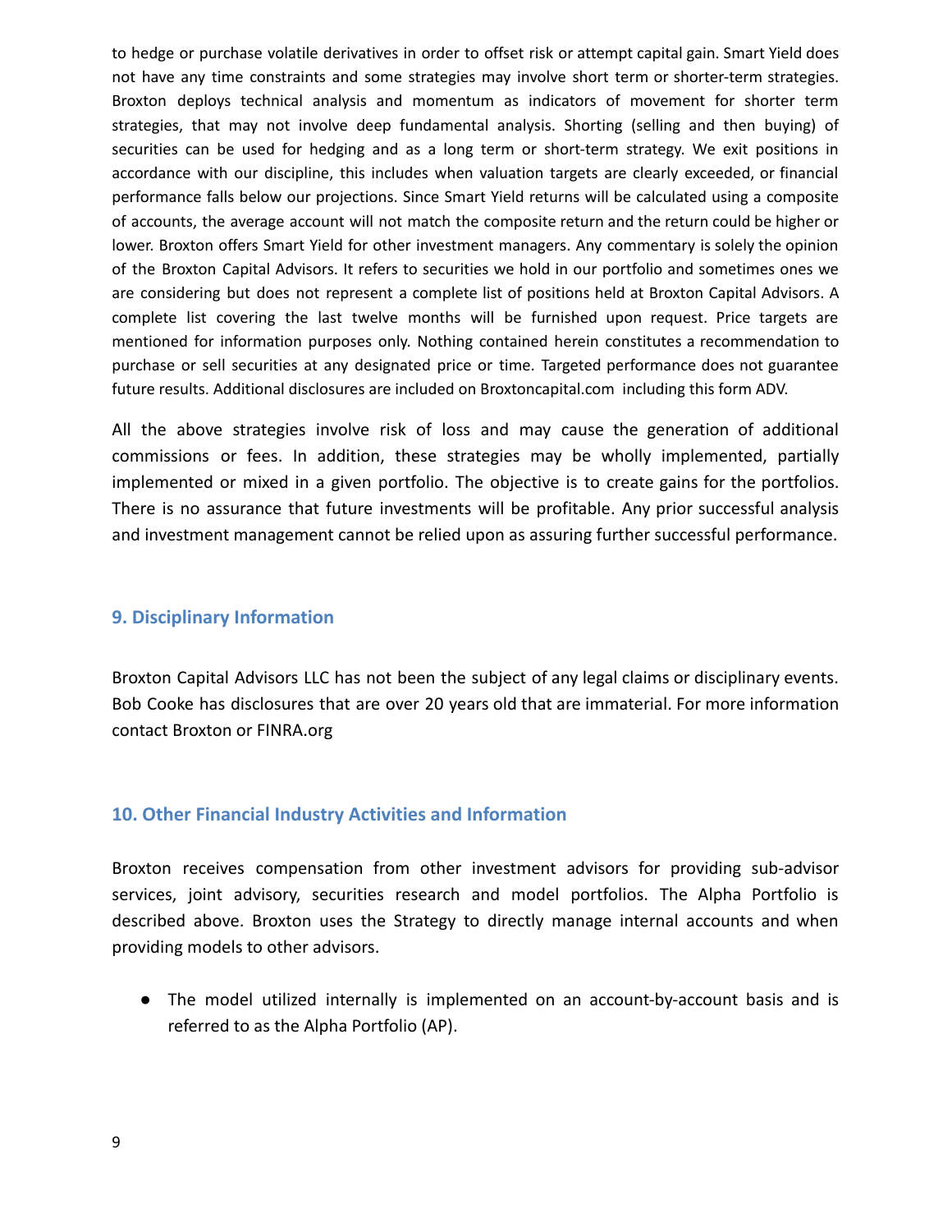to hedge or purchase volatile derivatives in order to offset risk or attempt capital gain. Smart Yield does not have any time constraints and some strategies may involve short term or shorter-term strategies. Broxton deploys technical analysis and momentum as indicators of movement for shorter term strategies, that may not involve deep fundamental analysis. Shorting (selling and then buying) of securities can be used for hedging and as a long term or short-term strategy. We exit positions in accordance with our discipline, this includes when valuation targets are clearly exceeded, or financial performance falls below our projections. Since Smart Yield returns will be calculated using a composite of accounts, the average account will not match the composite return and the return could be higher or lower. Broxton offers Smart Yield for other investment managers. Any commentary is solely the opinion of the Broxton Capital Advisors. It refers to securities we hold in our portfolio and sometimes ones we are considering but does not represent a complete list of positions held at Broxton Capital Advisors. A complete list covering the last twelve months will be furnished upon request. Price targets are mentioned for information purposes only. Nothing contained herein constitutes a recommendation to purchase or sell securities at any designated price or time. Targeted performance does not guarantee future results. Additional disclosures are included on Broxtoncapital.com including this form ADV.

All the above strategies involve risk of loss and may cause the generation of additional commissions or fees. In addition, these strategies may be wholly implemented, partially implemented or mixed in a given portfolio. The objective is to create gains for the portfolios. There is no assurance that future investments will be profitable. Any prior successful analysis and investment management cannot be relied upon as assuring further successful performance.

## 9. Disciplinary Information

Broxton Capital Advisors LLC has not been the subject of any legal claims or disciplinary events. Bob Cooke has disclosures that are over 20 years old that are immaterial. For more information contact Broxton or FINRA.org

## 10. Other Financial Industry Activities and Information

Broxton receives compensation from other investment advisors for providing sub-advisor services, joint advisory, securities research and model portfolios. The Alpha Portfolio is described above. Broxton uses the Strategy to directly manage internal accounts and when providing models to other advisors.

- The model utilized internally is implemented on an account-by-account basis and is referred to as the Alpha Portfolio (AP).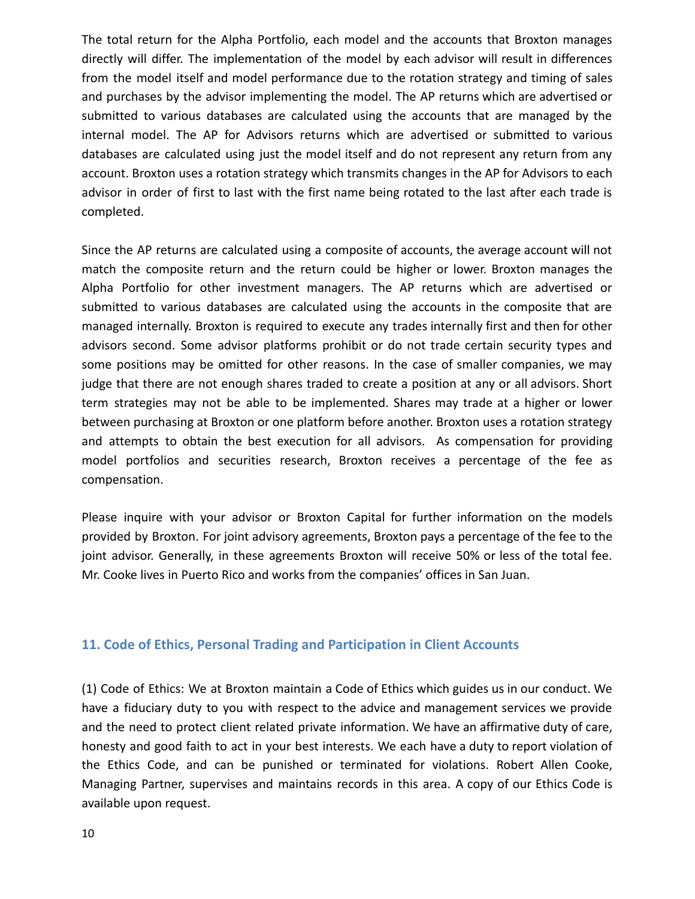The total return for the Alpha Portfolio, each model and the accounts that Broxton manages directly will differ. The implementation of the model by each advisor will result in differences from the model itself and model performance due to the rotation strategy and timing of sales and purchases by the advisor implementing the model. The AP returns which are advertised or submitted to various databases are calculated using the accounts that are managed by the internal model. The AP for Advisors returns which are advertised or submitted to various databases are calculated using just the model itself and do not represent any return from any account. Broxton uses a rotation strategy which transmits changes in the AP for Advisors to each advisor in order of first to last with the first name being rotated to the last after each trade is completed.

Since the AP returns are calculated using a composite of accounts, the average account will not match the composite return and the return could be higher or lower. Broxton manages the Alpha Portfolio for other investment managers. The AP returns which are advertised or submitted to various databases are calculated using the accounts in the composite that are managed internally. Broxton is required to execute any trades internally first and then for other advisors second. Some advisor platforms prohibit or do not trade certain security types and some positions may be omitted for other reasons. In the case of smaller companies, we may judge that there are not enough shares traded to create a position at any or all advisors. Short term strategies may not be able to be implemented. Shares may trade at a higher or lower between purchasing at Broxton or one platform before another. Broxton uses a rotation strategy and attempts to obtain the best execution for all advisors. As compensation for providing model portfolios and securities research, Broxton receives a percentage of the fee as compensation.

Please inquire with your advisor or Broxton Capital for further information on the models provided by Broxton. For joint advisory agreements, Broxton pays a percentage of the fee to the joint advisor. Generally, in these agreements Broxton will receive 50% or less of the total fee. Mr. Cooke lives in Puerto Rico and works from the companies' offices in San Juan.

## 11. Code of Ethics, Personal Trading and Participation in Client Accounts

(1) Code of Ethics: We at Broxton maintain a Code of Ethics which guides us in our conduct. We have a fiduciary duty to you with respect to the advice and management services we provide and the need to protect client related private information. We have an affirmative duty of care, honesty and good faith to act in your best interests. We each have a duty to report violation of the Ethics Code, and can be punished or terminated for violations. Robert Allen Cooke, Managing Partner, supervises and maintains records in this area. A copy of our Ethics Code is available upon request.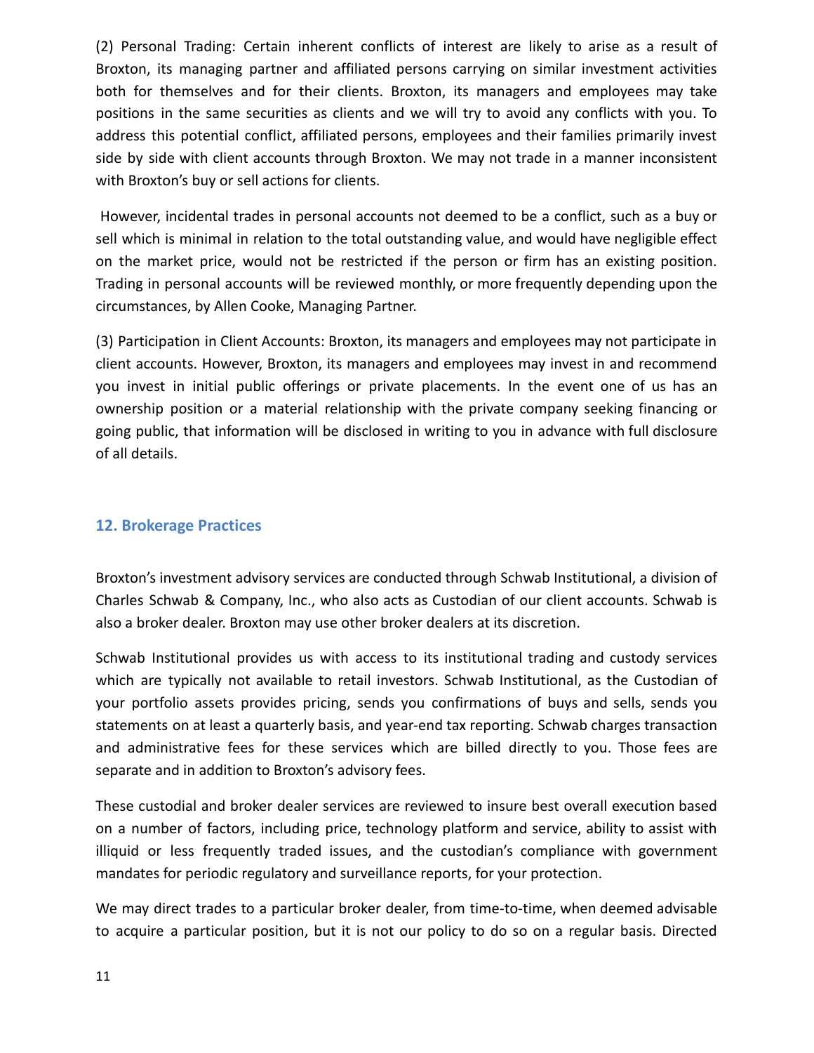(2) Personal Trading: Certain inherent conflicts of interest are likely to arise as a result of Broxton, its managing partner and affiliated persons carrying on similar investment activities both for themselves and for their clients. Broxton, its managers and employees may take positions in the same securities as clients and we will try to avoid any conflicts with you. To address this potential conflict, affiliated persons, employees and their families primarily invest side by side with client accounts through Broxton. We may not trade in a manner inconsistent with Broxton's buy or sell actions for clients.

However, incidental trades in personal accounts not deemed to be a conflict, such as a buy or sell which is minimal in relation to the total outstanding value, and would have negligible effect on the market price, would not be restricted if the person or firm has an existing position. Trading in personal accounts will be reviewed monthly, or more frequently depending upon the circumstances, by Allen Cooke, Managing Partner.

(3) Participation in Client Accounts: Broxton, its managers and employees may not participate in client accounts. However, Broxton, its managers and employees may invest in and recommend you invest in initial public offerings or private placements. In the event one of us has an ownership position or a material relationship with the private company seeking financing or going public, that information will be disclosed in writing to you in advance with full disclosure of all details.

## 12. Brokerage Practices

Broxton's investment advisory services are conducted through Schwab Institutional, a division of Charles Schwab & Company, Inc., who also acts as Custodian of our client accounts. Schwab is also a broker dealer. Broxton may use other broker dealers at its discretion.

Schwab Institutional provides us with access to its institutional trading and custody services which are typically not available to retail investors. Schwab Institutional, as the Custodian of your portfolio assets provides pricing, sends you confirmations of buys and sells, sends you statements on at least a quarterly basis, and year-end tax reporting. Schwab charges transaction and administrative fees for these services which are billed directly to you. Those fees are separate and in addition to Broxton's advisory fees.

These custodial and broker dealer services are reviewed to insure best overall execution based on a number of factors, including price, technology platform and service, ability to assist with illiquid or less frequently traded issues, and the custodian's compliance with government mandates for periodic regulatory and surveillance reports, for your protection.

We may direct trades to a particular broker dealer, from time-to-time, when deemed advisable to acquire a particular position, but it is not our policy to do so on a regular basis. Directed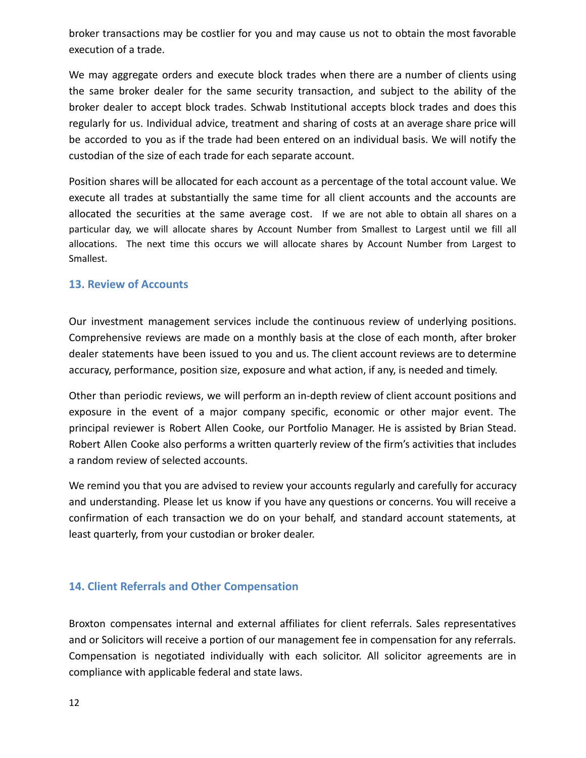broker transactions may be costlier for you and may cause us not to obtain the most favorable execution of a trade.

We may aggregate orders and execute block trades when there are a number of clients using the same broker dealer for the same security transaction, and subject to the ability of the broker dealer to accept block trades. Schwab Institutional accepts block trades and does this regularly for us. Individual advice, treatment and sharing of costs at an average share price will be accorded to you as if the trade had been entered on an individual basis. We will notify the custodian of the size of each trade for each separate account.

Position shares will be allocated for each account as a percentage of the total account value. We execute all trades at substantially the same time for all client accounts and the accounts are allocated the securities at the same average cost. If we are not able to obtain all shares on a particular day, we will allocate shares by Account Number from Smallest to Largest until we fill all allocations. The next time this occurs we will allocate shares by Account Number from Largest to Smallest.

## 13. Review of Accounts

Our investment management services include the continuous review of underlying positions. Comprehensive reviews are made on a monthly basis at the close of each month, after broker dealer statements have been issued to you and us. The client account reviews are to determine accuracy, performance, position size, exposure and what action, if any, is needed and timely.

Other than periodic reviews, we will perform an in-depth review of client account positions and exposure in the event of a major company specific, economic or other major event. The principal reviewer is Robert Allen Cooke, our Portfolio Manager. He is assisted by Brian Stead. Robert Allen Cooke also performs a written quarterly review of the firm's activities that includes a random review of selected accounts.

We remind you that you are advised to review your accounts regularly and carefully for accuracy and understanding. Please let us know if you have any questions or concerns. You will receive a confirmation of each transaction we do on your behalf, and standard account statements, at least quarterly, from your custodian or broker dealer.

## 14. Client Referrals and Other Compensation

Broxton compensates internal and external affiliates for client referrals. Sales representatives and or Solicitors will receive a portion of our management fee in compensation for any referrals. Compensation is negotiated individually with each solicitor. All solicitor agreements are in compliance with applicable federal and state laws.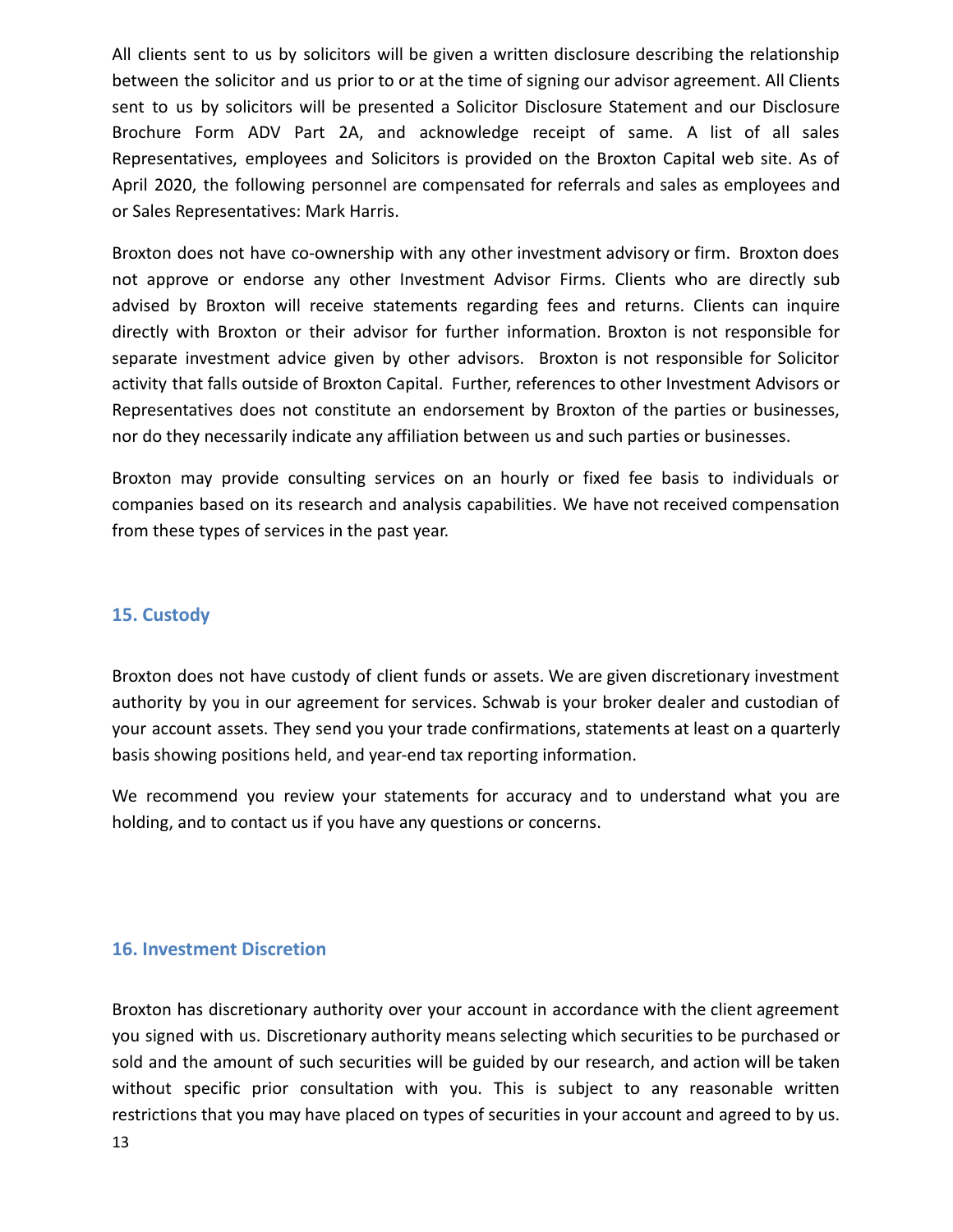All clients sent to us by solicitors will be given a written disclosure describing the relationship between the solicitor and us prior to or at the time of signing our advisor agreement. All Clients sent to us by solicitors will be presented a Solicitor Disclosure Statement and our Disclosure Brochure Form ADV Part 2A, and acknowledge receipt of same. A list of all sales Representatives, employees and Solicitors is provided on the Broxton Capital web site. As of April 2020, the following personnel are compensated for referrals and sales as employees and or Sales Representatives: Mark Harris.

Broxton does not have co-ownership with any other investment advisory or firm. Broxton does not approve or endorse any other Investment Advisor Firms. Clients who are directly sub advised by Broxton will receive statements regarding fees and returns. Clients can inquire directly with Broxton or their advisor for further information. Broxton is not responsible for separate investment advice given by other advisors. Broxton is not responsible for Solicitor activity that falls outside of Broxton Capital. Further, references to other Investment Advisors or Representatives does not constitute an endorsement by Broxton of the parties or businesses, nor do they necessarily indicate any affiliation between us and such parties or businesses.

Broxton may provide consulting services on an hourly or fixed fee basis to individuals or companies based on its research and analysis capabilities. We have not received compensation from these types of services in the past year.

## 15. Custody

Broxton does not have custody of client funds or assets. We are given discretionary investment authority by you in our agreement for services. Schwab is your broker dealer and custodian of your account assets. They send you your trade confirmations, statements at least on a quarterly basis showing positions held, and year-end tax reporting information.

We recommend you review your statements for accuracy and to understand what you are holding, and to contact us if you have any questions or concerns.

## 16. Investment Discretion

Broxton has discretionary authority over your account in accordance with the client agreement you signed with us. Discretionary authority means selecting which securities to be purchased or sold and the amount of such securities will be guided by our research, and action will be taken without specific prior consultation with you. This is subject to any reasonable written restrictions that you may have placed on types of securities in your account and agreed to by us.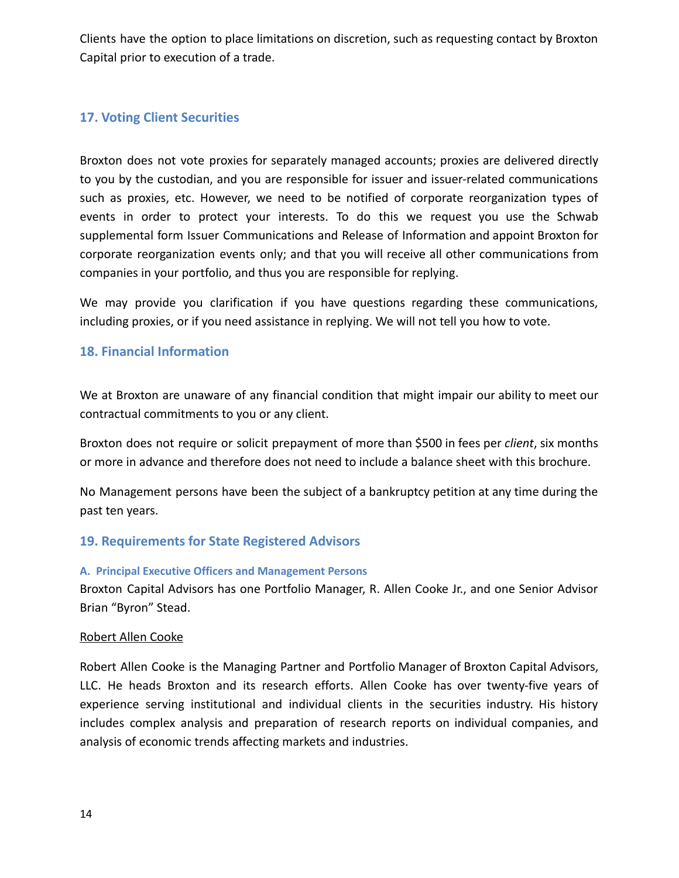Clients have the option to place limitations on discretion, such as requesting contact by Broxton Capital prior to execution of a trade.

## 17. Voting Client Securities

Broxton does not vote proxies for separately managed accounts; proxies are delivered directly to you by the custodian, and you are responsible for issuer and issuer-related communications such as proxies, etc. However, we need to be notified of corporate reorganization types of events in order to protect your interests. To do this we request you use the Schwab supplemental form Issuer Communications and Release of Information and appoint Broxton for corporate reorganization events only; and that you will receive all other communications from companies in your portfolio, and thus you are responsible for replying.

We may provide you clarification if you have questions regarding these communications, including proxies, or if you need assistance in replying. We will not tell you how to vote.

## 18. Financial Information

We at Broxton are unaware of any financial condition that might impair our ability to meet our contractual commitments to you or any client.

Broxton does not require or solicit prepayment of more than $500 in fees per *client*, six months or more in advance and therefore does not need to include a balance sheet with this brochure.

No Management persons have been the subject of a bankruptcy petition at any time during the past ten years.

## 19. Requirements for State Registered Advisors

### A. Principal Executive Officers and Management Persons

Broxton Capital Advisors has one Portfolio Manager, R. Allen Cooke Jr., and one Senior Advisor Brian "Byron" Stead.

<u>Robert Allen Cooke</u>

Robert Allen Cooke is the Managing Partner and Portfolio Manager of Broxton Capital Advisors, LLC. He heads Broxton and its research efforts. Allen Cooke has over twenty-five years of experience serving institutional and individual clients in the securities industry. His history includes complex analysis and preparation of research reports on individual companies, and analysis of economic trends affecting markets and industries.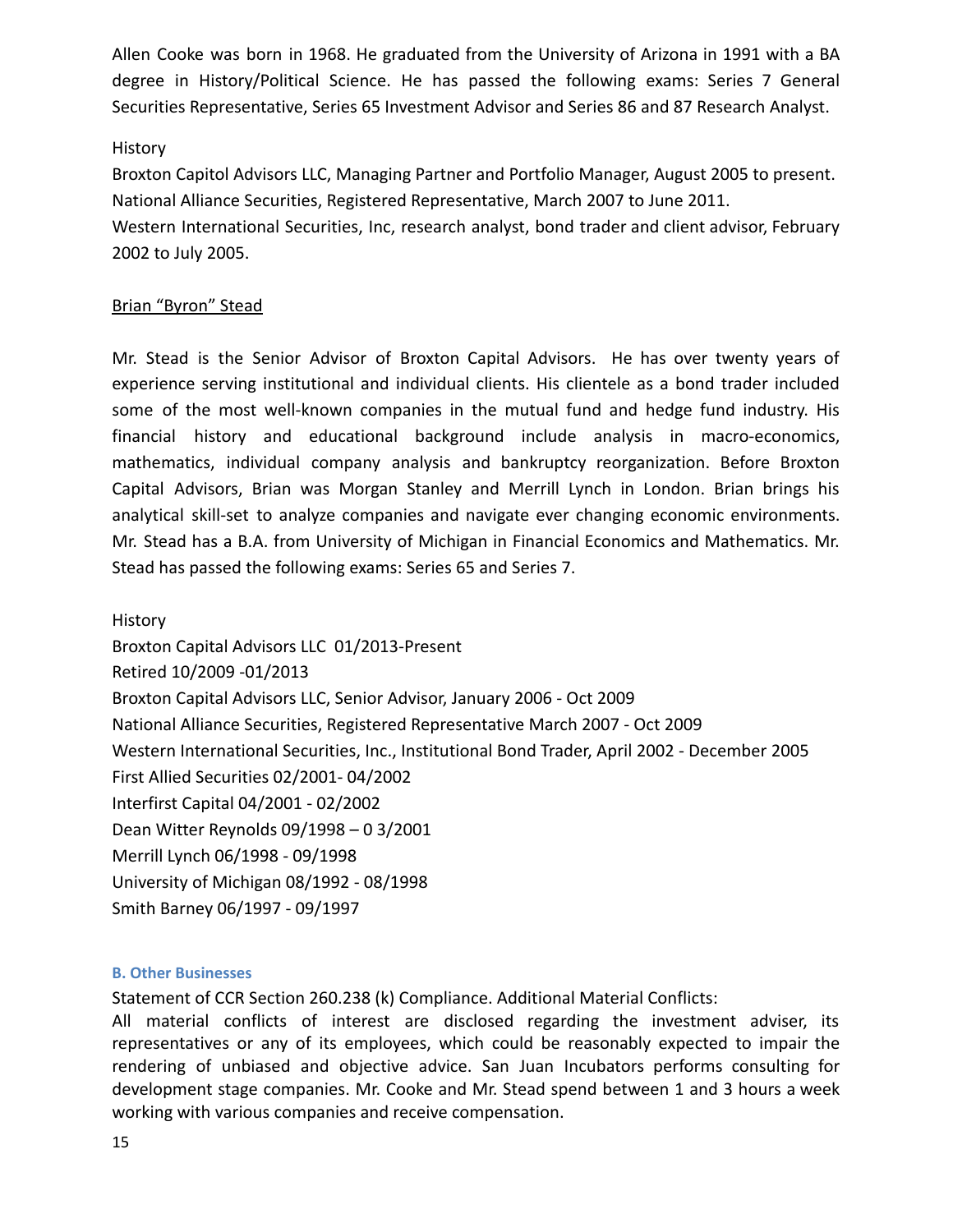Allen Cooke was born in 1968. He graduated from the University of Arizona in 1991 with a BA degree in History/Political Science. He has passed the following exams: Series 7 General Securities Representative, Series 65 Investment Advisor and Series 86 and 87 Research Analyst.

History

Broxton Capitol Advisors LLC, Managing Partner and Portfolio Manager, August 2005 to present.
National Alliance Securities, Registered Representative, March 2007 to June 2011.
Western International Securities, Inc, research analyst, bond trader and client advisor, February 2002 to July 2005.

<u>Brian "Byron" Stead</u>

Mr. Stead is the Senior Advisor of Broxton Capital Advisors. He has over twenty years of experience serving institutional and individual clients. His clientele as a bond trader included some of the most well-known companies in the mutual fund and hedge fund industry. His financial history and educational background include analysis in macro-economics, mathematics, individual company analysis and bankruptcy reorganization. Before Broxton Capital Advisors, Brian was Morgan Stanley and Merrill Lynch in London. Brian brings his analytical skill-set to analyze companies and navigate ever changing economic environments. Mr. Stead has a B.A. from University of Michigan in Financial Economics and Mathematics. Mr. Stead has passed the following exams: Series 65 and Series 7.

History

Broxton Capital Advisors LLC 01/2013-Present
Retired 10/2009 -01/2013
Broxton Capital Advisors LLC, Senior Advisor, January 2006 - Oct 2009
National Alliance Securities, Registered Representative March 2007 - Oct 2009
Western International Securities, Inc., Institutional Bond Trader, April 2002 - December 2005
First Allied Securities 02/2001- 04/2002
Interfirst Capital 04/2001 - 02/2002
Dean Witter Reynolds 09/1998 – 0 3/2001
Merrill Lynch 06/1998 - 09/1998
University of Michigan 08/1992 - 08/1998
Smith Barney 06/1997 - 09/1997

### B. Other Businesses

Statement of CCR Section 260.238 (k) Compliance. Additional Material Conflicts:
All material conflicts of interest are disclosed regarding the investment adviser, its representatives or any of its employees, which could be reasonably expected to impair the rendering of unbiased and objective advice. San Juan Incubators performs consulting for development stage companies. Mr. Cooke and Mr. Stead spend between 1 and 3 hours a week working with various companies and receive compensation.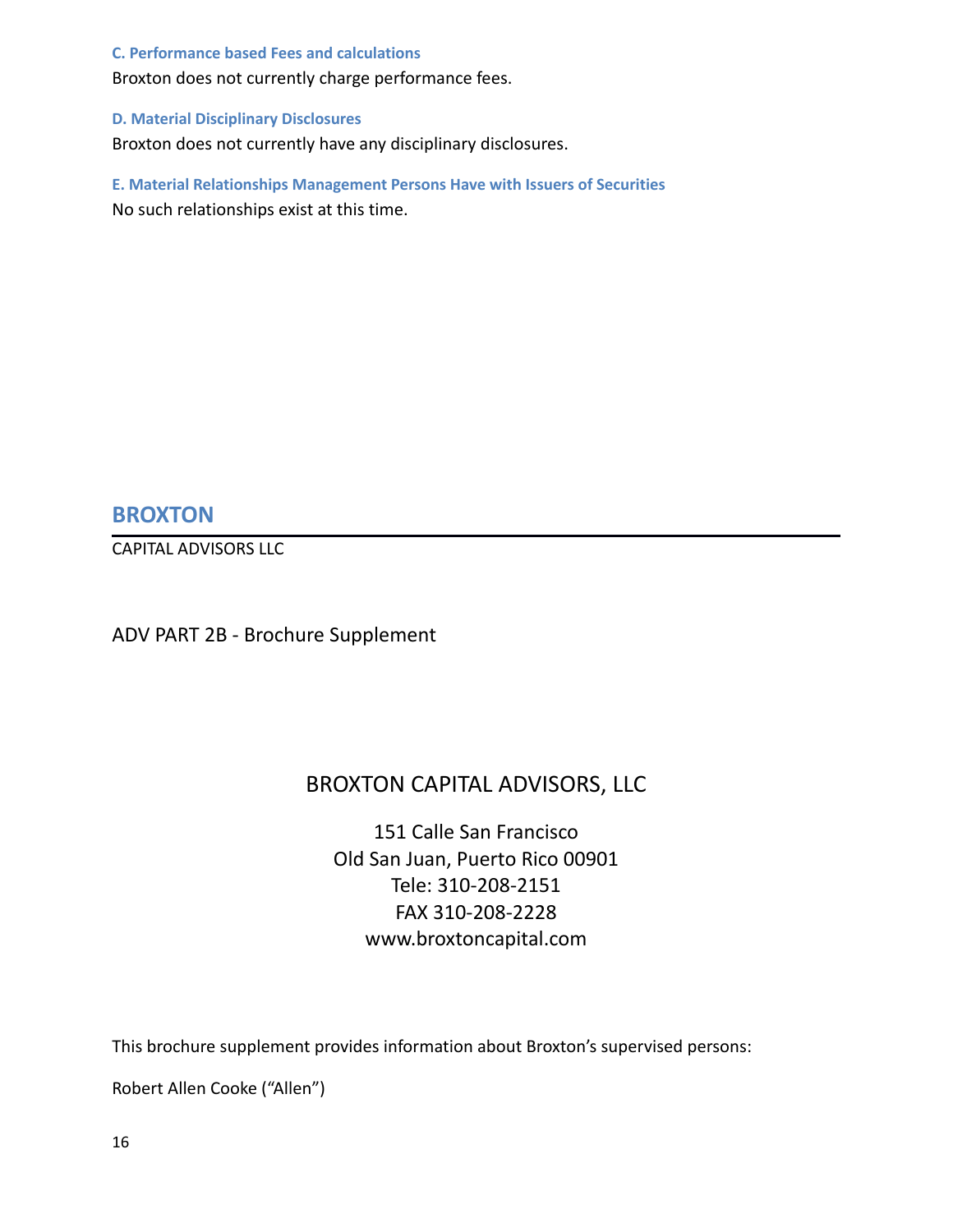### C. Performance based Fees and calculations

Broxton does not currently charge performance fees.

### D. Material Disciplinary Disclosures

Broxton does not currently have any disciplinary disclosures.

### E. Material Relationships Management Persons Have with Issuers of Securities

No such relationships exist at this time.

## BROXTON

CAPITAL ADVISORS LLC

ADV PART 2B - Brochure Supplement

BROXTON CAPITAL ADVISORS, LLC

151 Calle San Francisco
Old San Juan, Puerto Rico 00901
Tele: 310-208-2151
FAX 310-208-2228
www.broxtoncapital.com

This brochure supplement provides information about Broxton's supervised persons:

Robert Allen Cooke ("Allen")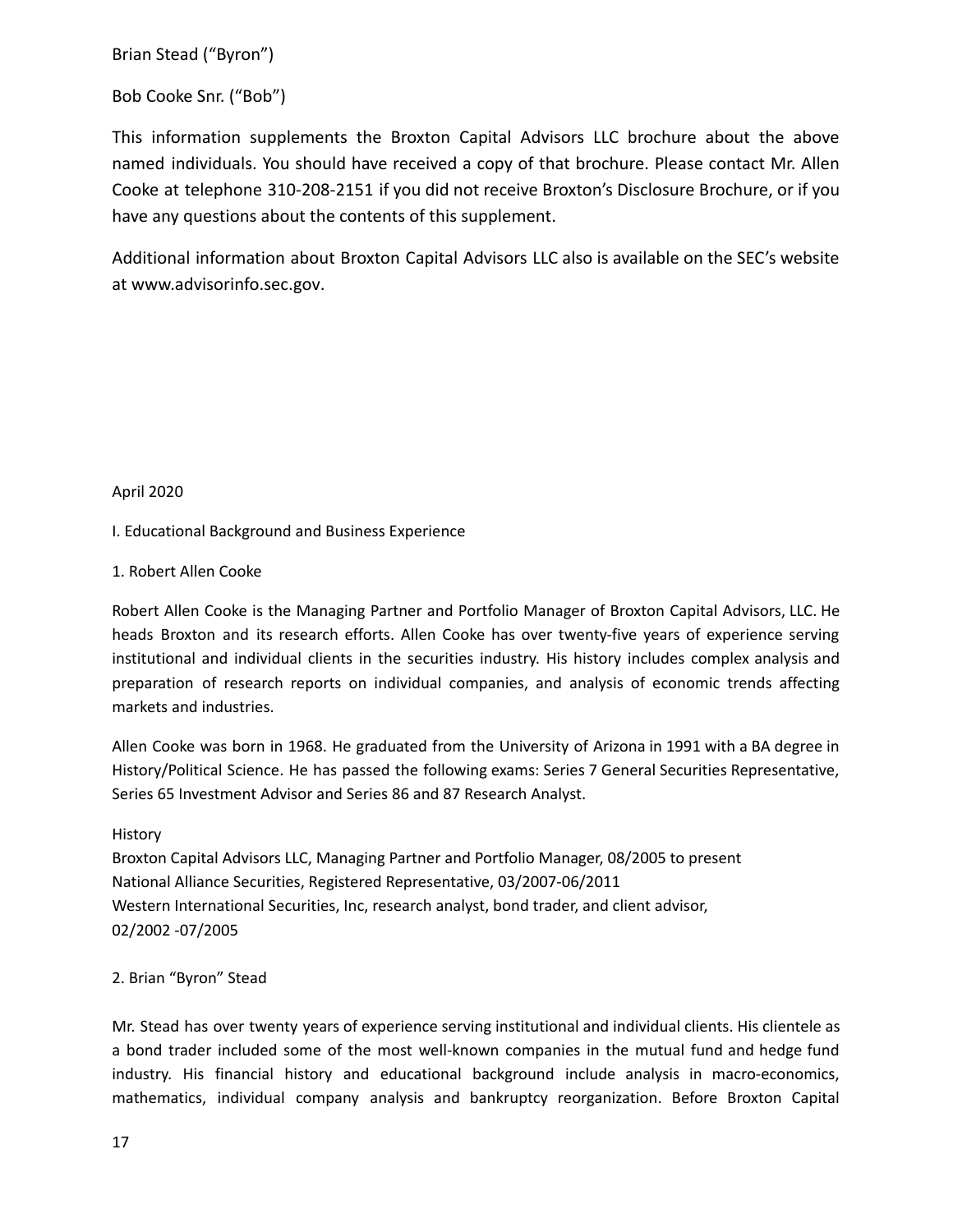Brian Stead ("Byron")

Bob Cooke Snr. ("Bob")

This information supplements the Broxton Capital Advisors LLC brochure about the above named individuals. You should have received a copy of that brochure. Please contact Mr. Allen Cooke at telephone 310-208-2151 if you did not receive Broxton's Disclosure Brochure, or if you have any questions about the contents of this supplement.

Additional information about Broxton Capital Advisors LLC also is available on the SEC's website at www.advisorinfo.sec.gov.

April 2020

I. Educational Background and Business Experience

1. Robert Allen Cooke

Robert Allen Cooke is the Managing Partner and Portfolio Manager of Broxton Capital Advisors, LLC. He heads Broxton and its research efforts. Allen Cooke has over twenty-five years of experience serving institutional and individual clients in the securities industry. His history includes complex analysis and preparation of research reports on individual companies, and analysis of economic trends affecting markets and industries.

Allen Cooke was born in 1968. He graduated from the University of Arizona in 1991 with a BA degree in History/Political Science. He has passed the following exams: Series 7 General Securities Representative, Series 65 Investment Advisor and Series 86 and 87 Research Analyst.

History
Broxton Capital Advisors LLC, Managing Partner and Portfolio Manager, 08/2005 to present
National Alliance Securities, Registered Representative, 03/2007-06/2011
Western International Securities, Inc, research analyst, bond trader, and client advisor, 02/2002 -07/2005

2. Brian "Byron" Stead

Mr. Stead has over twenty years of experience serving institutional and individual clients. His clientele as a bond trader included some of the most well-known companies in the mutual fund and hedge fund industry. His financial history and educational background include analysis in macro-economics, mathematics, individual company analysis and bankruptcy reorganization. Before Broxton Capital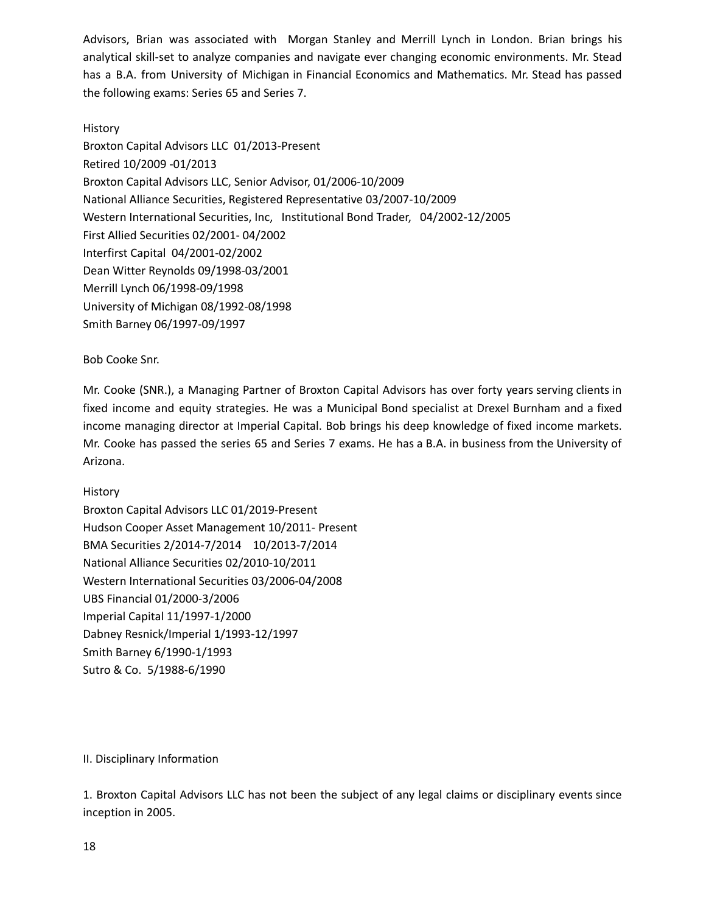Advisors, Brian was associated with Morgan Stanley and Merrill Lynch in London. Brian brings his analytical skill-set to analyze companies and navigate ever changing economic environments. Mr. Stead has a B.A. from University of Michigan in Financial Economics and Mathematics. Mr. Stead has passed the following exams: Series 65 and Series 7.

History

Broxton Capital Advisors LLC 01/2013-Present
Retired 10/2009 -01/2013
Broxton Capital Advisors LLC, Senior Advisor, 01/2006-10/2009
National Alliance Securities, Registered Representative 03/2007-10/2009
Western International Securities, Inc, Institutional Bond Trader, 04/2002-12/2005
First Allied Securities 02/2001- 04/2002
Interfirst Capital 04/2001-02/2002
Dean Witter Reynolds 09/1998-03/2001
Merrill Lynch 06/1998-09/1998
University of Michigan 08/1992-08/1998
Smith Barney 06/1997-09/1997

Bob Cooke Snr.

Mr. Cooke (SNR.), a Managing Partner of Broxton Capital Advisors has over forty years serving clients in fixed income and equity strategies. He was a Municipal Bond specialist at Drexel Burnham and a fixed income managing director at Imperial Capital. Bob brings his deep knowledge of fixed income markets. Mr. Cooke has passed the series 65 and Series 7 exams. He has a B.A. in business from the University of Arizona.

History

Broxton Capital Advisors LLC 01/2019-Present
Hudson Cooper Asset Management 10/2011- Present
BMA Securities 2/2014-7/2014 10/2013-7/2014
National Alliance Securities 02/2010-10/2011
Western International Securities 03/2006-04/2008
UBS Financial 01/2000-3/2006
Imperial Capital 11/1997-1/2000
Dabney Resnick/Imperial 1/1993-12/1997
Smith Barney 6/1990-1/1993
Sutro & Co. 5/1988-6/1990

## II. Disciplinary Information

1. Broxton Capital Advisors LLC has not been the subject of any legal claims or disciplinary events since inception in 2005.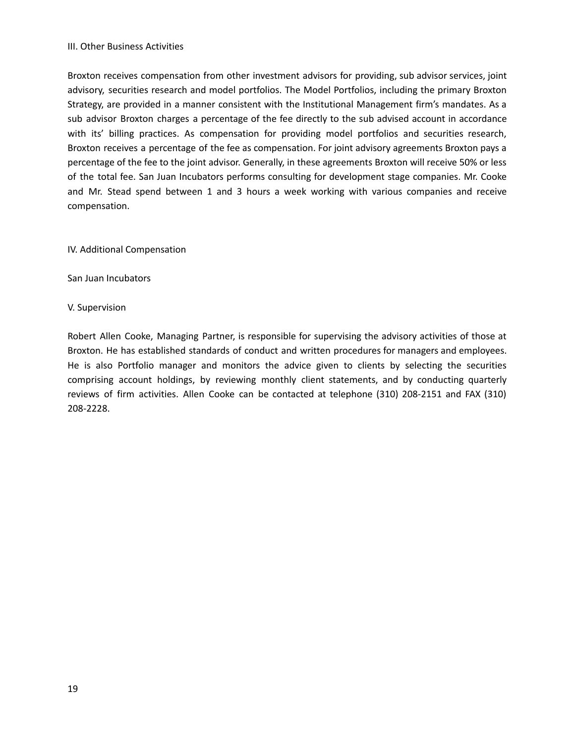## III. Other Business Activities

Broxton receives compensation from other investment advisors for providing, sub advisor services, joint advisory, securities research and model portfolios. The Model Portfolios, including the primary Broxton Strategy, are provided in a manner consistent with the Institutional Management firm's mandates. As a sub advisor Broxton charges a percentage of the fee directly to the sub advised account in accordance with its' billing practices. As compensation for providing model portfolios and securities research, Broxton receives a percentage of the fee as compensation. For joint advisory agreements Broxton pays a percentage of the fee to the joint advisor. Generally, in these agreements Broxton will receive 50% or less of the total fee. San Juan Incubators performs consulting for development stage companies. Mr. Cooke and Mr. Stead spend between 1 and 3 hours a week working with various companies and receive compensation.

## IV. Additional Compensation

San Juan Incubators

## V. Supervision

Robert Allen Cooke, Managing Partner, is responsible for supervising the advisory activities of those at Broxton. He has established standards of conduct and written procedures for managers and employees. He is also Portfolio manager and monitors the advice given to clients by selecting the securities comprising account holdings, by reviewing monthly client statements, and by conducting quarterly reviews of firm activities. Allen Cooke can be contacted at telephone (310) 208-2151 and FAX (310) 208-2228.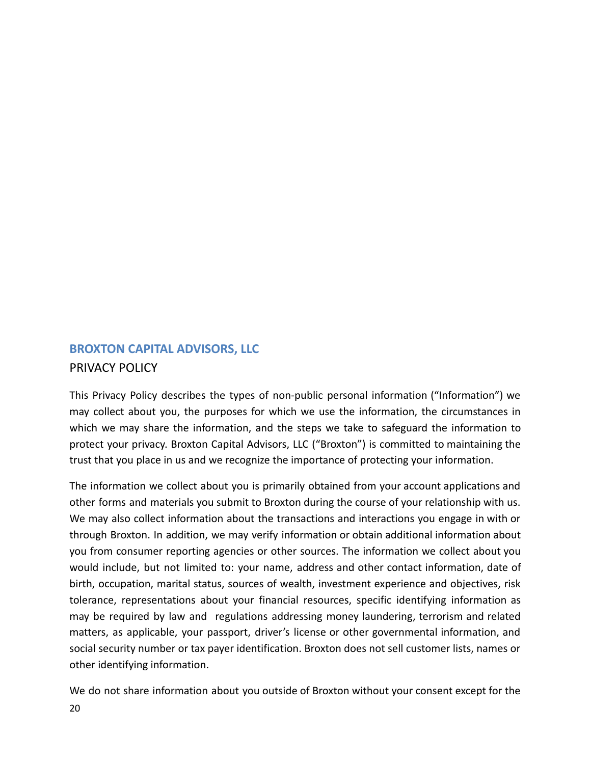**BROXTON CAPITAL ADVISORS, LLC**

PRIVACY POLICY

This Privacy Policy describes the types of non-public personal information ("Information") we may collect about you, the purposes for which we use the information, the circumstances in which we may share the information, and the steps we take to safeguard the information to protect your privacy. Broxton Capital Advisors, LLC ("Broxton") is committed to maintaining the trust that you place in us and we recognize the importance of protecting your information.

The information we collect about you is primarily obtained from your account applications and other forms and materials you submit to Broxton during the course of your relationship with us. We may also collect information about the transactions and interactions you engage in with or through Broxton. In addition, we may verify information or obtain additional information about you from consumer reporting agencies or other sources. The information we collect about you would include, but not limited to: your name, address and other contact information, date of birth, occupation, marital status, sources of wealth, investment experience and objectives, risk tolerance, representations about your financial resources, specific identifying information as may be required by law and regulations addressing money laundering, terrorism and related matters, as applicable, your passport, driver's license or other governmental information, and social security number or tax payer identification. Broxton does not sell customer lists, names or other identifying information.

We do not share information about you outside of Broxton without your consent except for the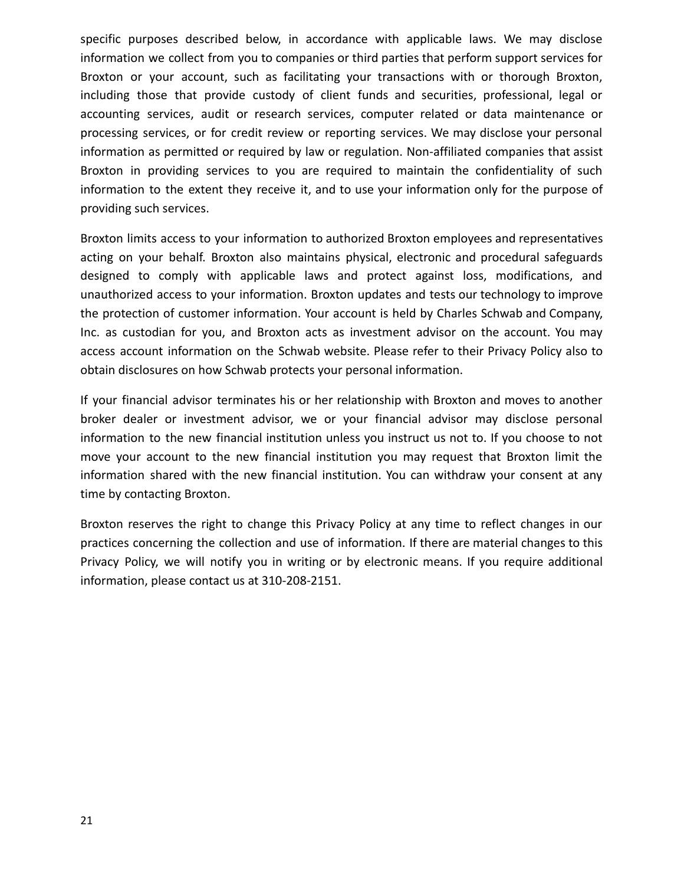specific purposes described below, in accordance with applicable laws. We may disclose information we collect from you to companies or third parties that perform support services for Broxton or your account, such as facilitating your transactions with or thorough Broxton, including those that provide custody of client funds and securities, professional, legal or accounting services, audit or research services, computer related or data maintenance or processing services, or for credit review or reporting services. We may disclose your personal information as permitted or required by law or regulation. Non-affiliated companies that assist Broxton in providing services to you are required to maintain the confidentiality of such information to the extent they receive it, and to use your information only for the purpose of providing such services.

Broxton limits access to your information to authorized Broxton employees and representatives acting on your behalf. Broxton also maintains physical, electronic and procedural safeguards designed to comply with applicable laws and protect against loss, modifications, and unauthorized access to your information. Broxton updates and tests our technology to improve the protection of customer information. Your account is held by Charles Schwab and Company, Inc. as custodian for you, and Broxton acts as investment advisor on the account. You may access account information on the Schwab website. Please refer to their Privacy Policy also to obtain disclosures on how Schwab protects your personal information.

If your financial advisor terminates his or her relationship with Broxton and moves to another broker dealer or investment advisor, we or your financial advisor may disclose personal information to the new financial institution unless you instruct us not to. If you choose to not move your account to the new financial institution you may request that Broxton limit the information shared with the new financial institution. You can withdraw your consent at any time by contacting Broxton.

Broxton reserves the right to change this Privacy Policy at any time to reflect changes in our practices concerning the collection and use of information. If there are material changes to this Privacy Policy, we will notify you in writing or by electronic means. If you require additional information, please contact us at 310-208-2151.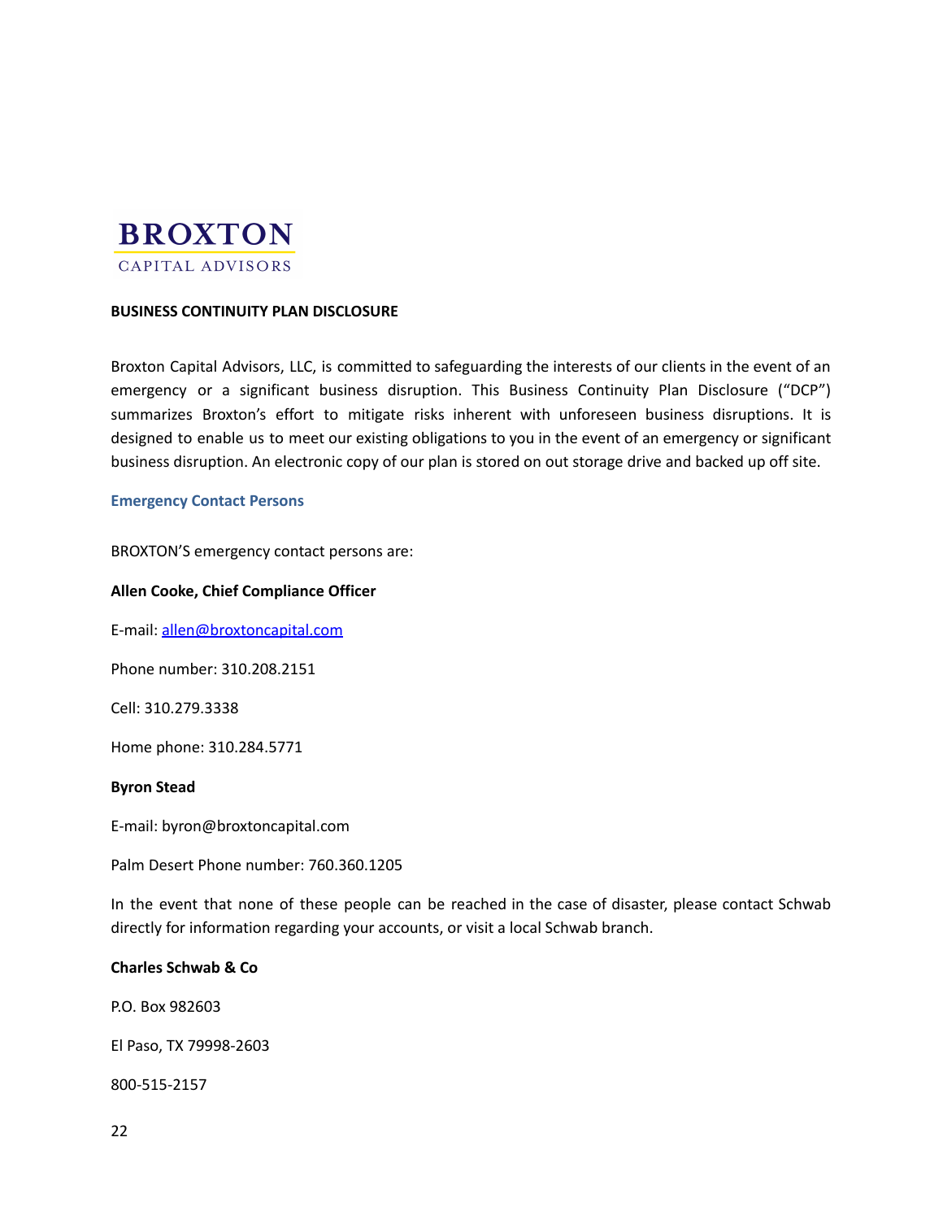BROXTON

CAPITAL ADVISORS

**BUSINESS CONTINUITY PLAN DISCLOSURE**

Broxton Capital Advisors, LLC, is committed to safeguarding the interests of our clients in the event of an emergency or a significant business disruption. This Business Continuity Plan Disclosure ("DCP") summarizes Broxton's effort to mitigate risks inherent with unforeseen business disruptions. It is designed to enable us to meet our existing obligations to you in the event of an emergency or significant business disruption. An electronic copy of our plan is stored on out storage drive and backed up off site.

## Emergency Contact Persons

BROXTON'S emergency contact persons are:

**Allen Cooke, Chief Compliance Officer**

E-mail: allen@broxtoncapital.com

Phone number: 310.208.2151

Cell: 310.279.3338

Home phone: 310.284.5771

**Byron Stead**

E-mail: byron@broxtoncapital.com

Palm Desert Phone number: 760.360.1205

In the event that none of these people can be reached in the case of disaster, please contact Schwab directly for information regarding your accounts, or visit a local Schwab branch.

**Charles Schwab & Co**

P.O. Box 982603

El Paso, TX 79998-2603

800-515-2157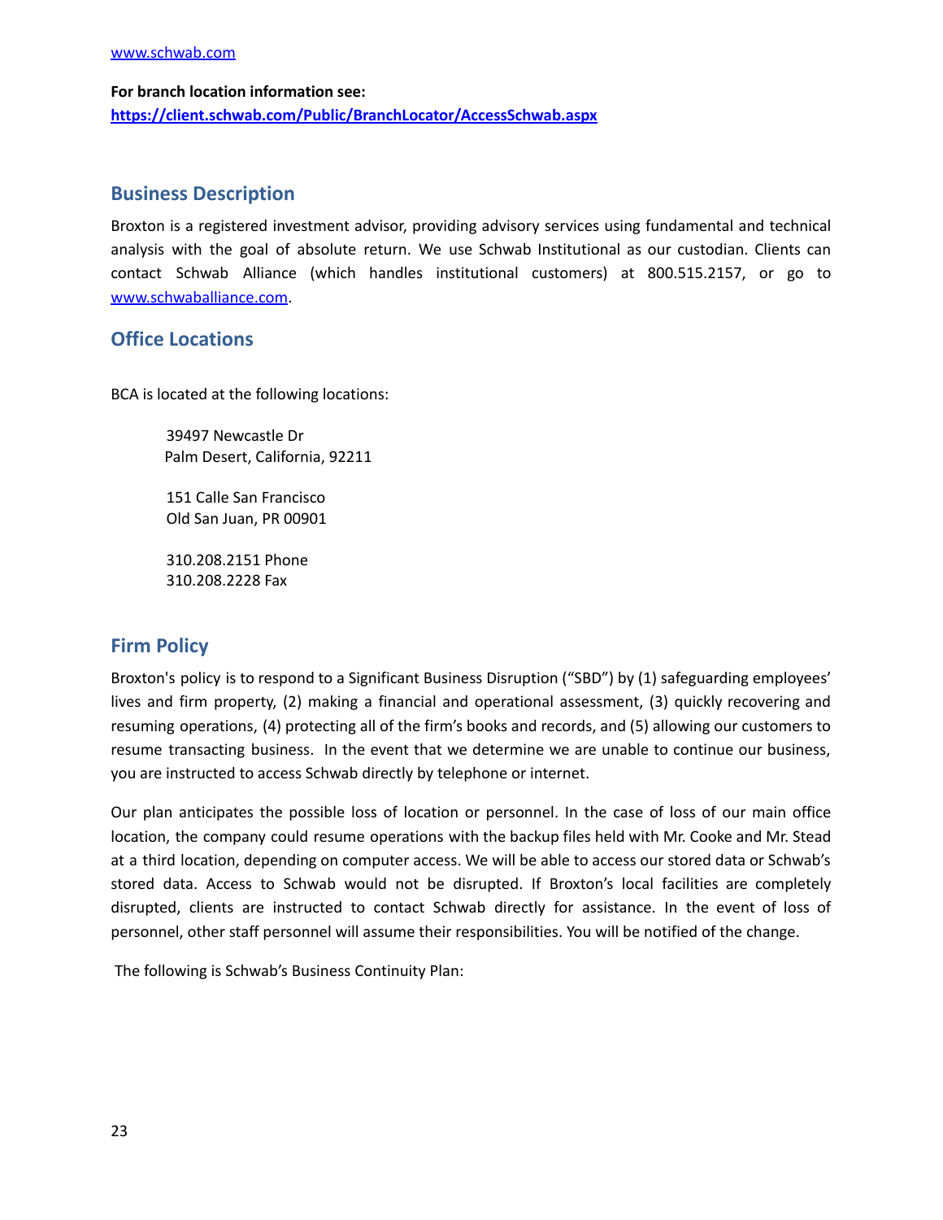www.schwab.com

**For branch location information see:**
**https://client.schwab.com/Public/BranchLocator/AccessSchwab.aspx**

## Business Description

Broxton is a registered investment advisor, providing advisory services using fundamental and technical analysis with the goal of absolute return. We use Schwab Institutional as our custodian. Clients can contact Schwab Alliance (which handles institutional customers) at 800.515.2157, or go to www.schwaballiance.com.

## Office Locations

BCA is located at the following locations:

39497 Newcastle Dr
Palm Desert, California, 92211

151 Calle San Francisco
Old San Juan, PR 00901

310.208.2151 Phone
310.208.2228 Fax

## Firm Policy

Broxton's policy is to respond to a Significant Business Disruption ("SBD") by (1) safeguarding employees' lives and firm property, (2) making a financial and operational assessment, (3) quickly recovering and resuming operations, (4) protecting all of the firm's books and records, and (5) allowing our customers to resume transacting business. In the event that we determine we are unable to continue our business, you are instructed to access Schwab directly by telephone or internet.

Our plan anticipates the possible loss of location or personnel. In the case of loss of our main office location, the company could resume operations with the backup files held with Mr. Cooke and Mr. Stead at a third location, depending on computer access. We will be able to access our stored data or Schwab's stored data. Access to Schwab would not be disrupted. If Broxton's local facilities are completely disrupted, clients are instructed to contact Schwab directly for assistance. In the event of loss of personnel, other staff personnel will assume their responsibilities. You will be notified of the change.

The following is Schwab's Business Continuity Plan: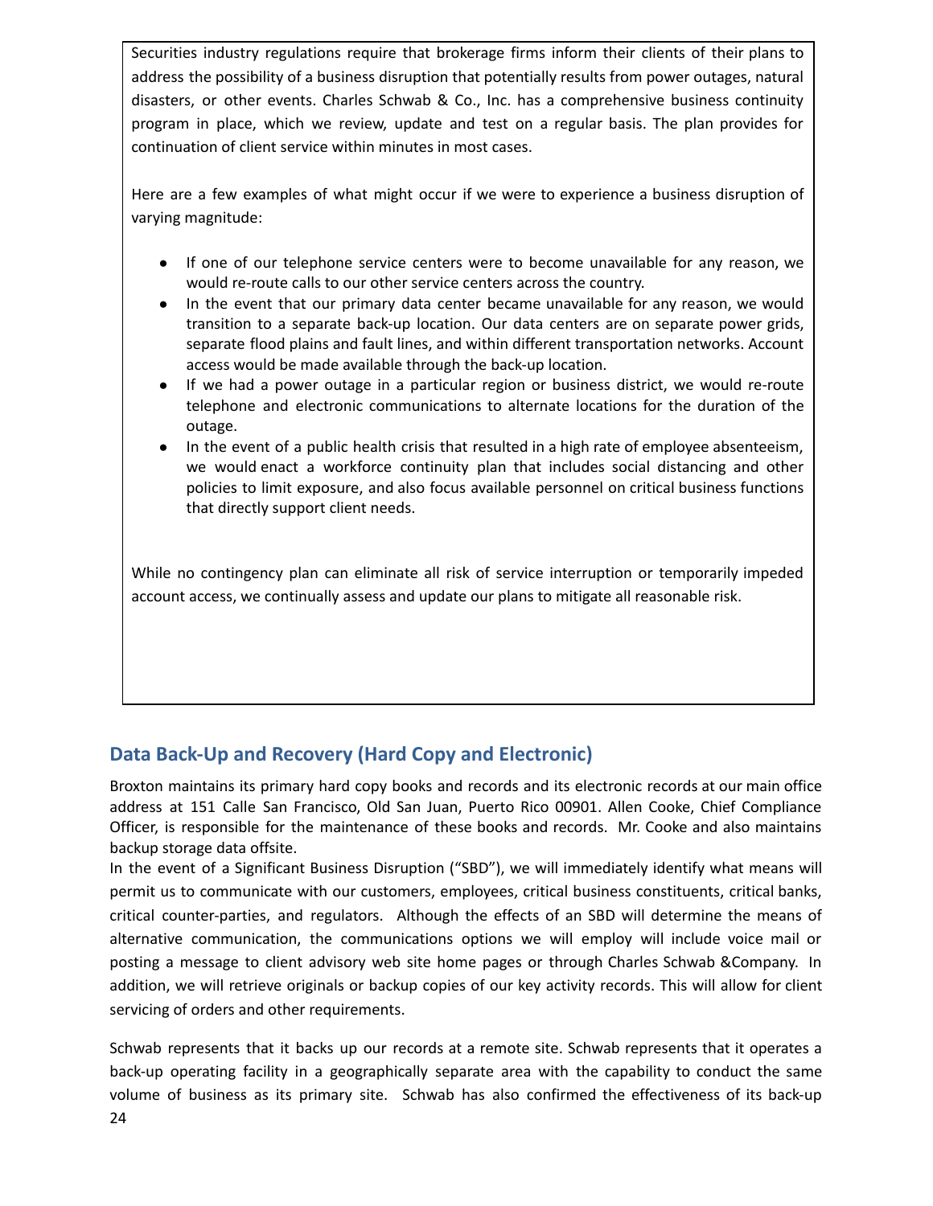Securities industry regulations require that brokerage firms inform their clients of their plans to address the possibility of a business disruption that potentially results from power outages, natural disasters, or other events. Charles Schwab & Co., Inc. has a comprehensive business continuity program in place, which we review, update and test on a regular basis. The plan provides for continuation of client service within minutes in most cases.

Here are a few examples of what might occur if we were to experience a business disruption of varying magnitude:

- If one of our telephone service centers were to become unavailable for any reason, we would re-route calls to our other service centers across the country.
- In the event that our primary data center became unavailable for any reason, we would transition to a separate back-up location. Our data centers are on separate power grids, separate flood plains and fault lines, and within different transportation networks. Account access would be made available through the back-up location.
- If we had a power outage in a particular region or business district, we would re-route telephone and electronic communications to alternate locations for the duration of the outage.
- In the event of a public health crisis that resulted in a high rate of employee absenteeism, we would enact a workforce continuity plan that includes social distancing and other policies to limit exposure, and also focus available personnel on critical business functions that directly support client needs.

While no contingency plan can eliminate all risk of service interruption or temporarily impeded account access, we continually assess and update our plans to mitigate all reasonable risk.

## Data Back-Up and Recovery (Hard Copy and Electronic)

Broxton maintains its primary hard copy books and records and its electronic records at our main office address at 151 Calle San Francisco, Old San Juan, Puerto Rico 00901. Allen Cooke, Chief Compliance Officer, is responsible for the maintenance of these books and records. Mr. Cooke and also maintains backup storage data offsite.

In the event of a Significant Business Disruption ("SBD"), we will immediately identify what means will permit us to communicate with our customers, employees, critical business constituents, critical banks, critical counter-parties, and regulators. Although the effects of an SBD will determine the means of alternative communication, the communications options we will employ will include voice mail or posting a message to client advisory web site home pages or through Charles Schwab &Company. In addition, we will retrieve originals or backup copies of our key activity records. This will allow for client servicing of orders and other requirements.

Schwab represents that it backs up our records at a remote site. Schwab represents that it operates a back-up operating facility in a geographically separate area with the capability to conduct the same volume of business as its primary site. Schwab has also confirmed the effectiveness of its back-up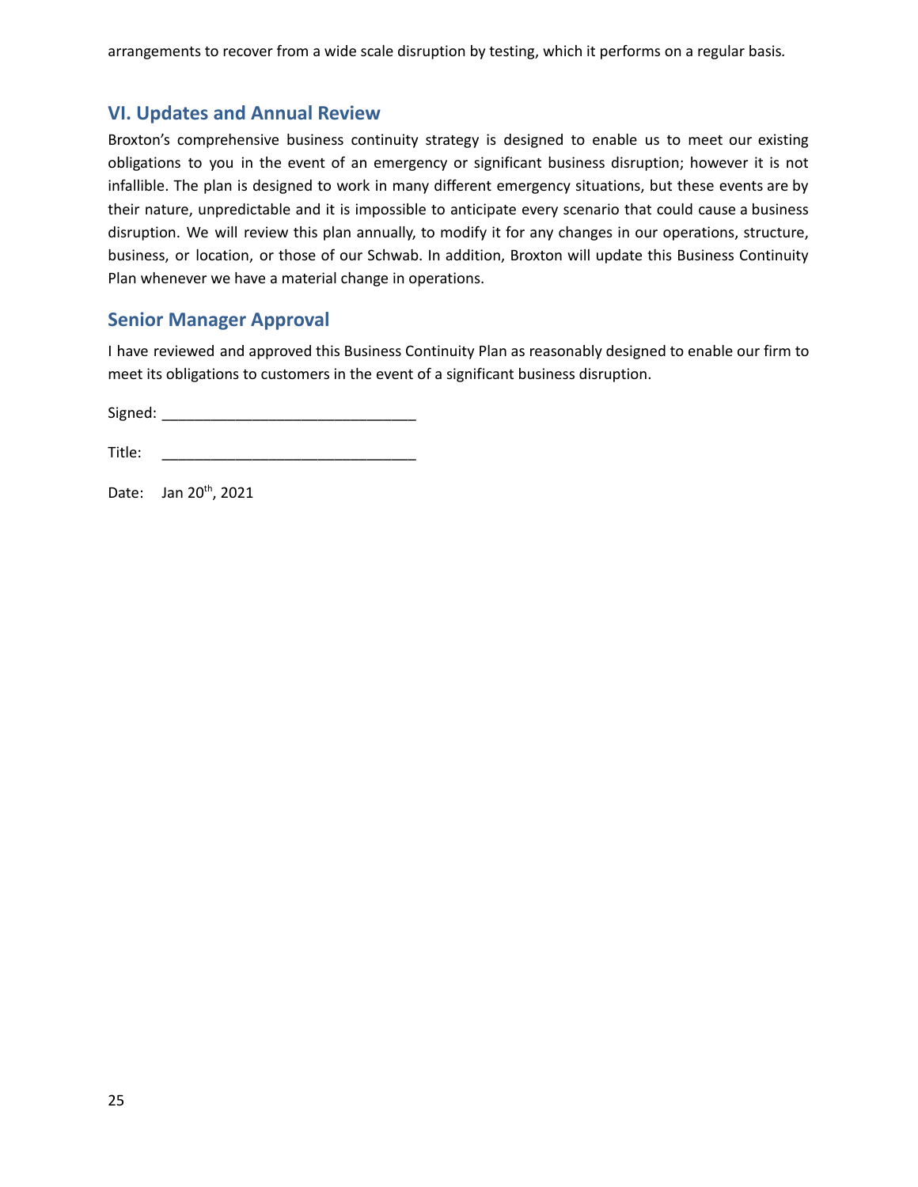arrangements to recover from a wide scale disruption by testing, which it performs on a regular basis.

## VI. Updates and Annual Review

Broxton's comprehensive business continuity strategy is designed to enable us to meet our existing obligations to you in the event of an emergency or significant business disruption; however it is not infallible. The plan is designed to work in many different emergency situations, but these events are by their nature, unpredictable and it is impossible to anticipate every scenario that could cause a business disruption. We will review this plan annually, to modify it for any changes in our operations, structure, business, or location, or those of our Schwab. In addition, Broxton will update this Business Continuity Plan whenever we have a material change in operations.

## Senior Manager Approval

I have reviewed and approved this Business Continuity Plan as reasonably designed to enable our firm to meet its obligations to customers in the event of a significant business disruption.

Signed: ______________________________

Title: ______________________________

Date: Jan 20th, 2021